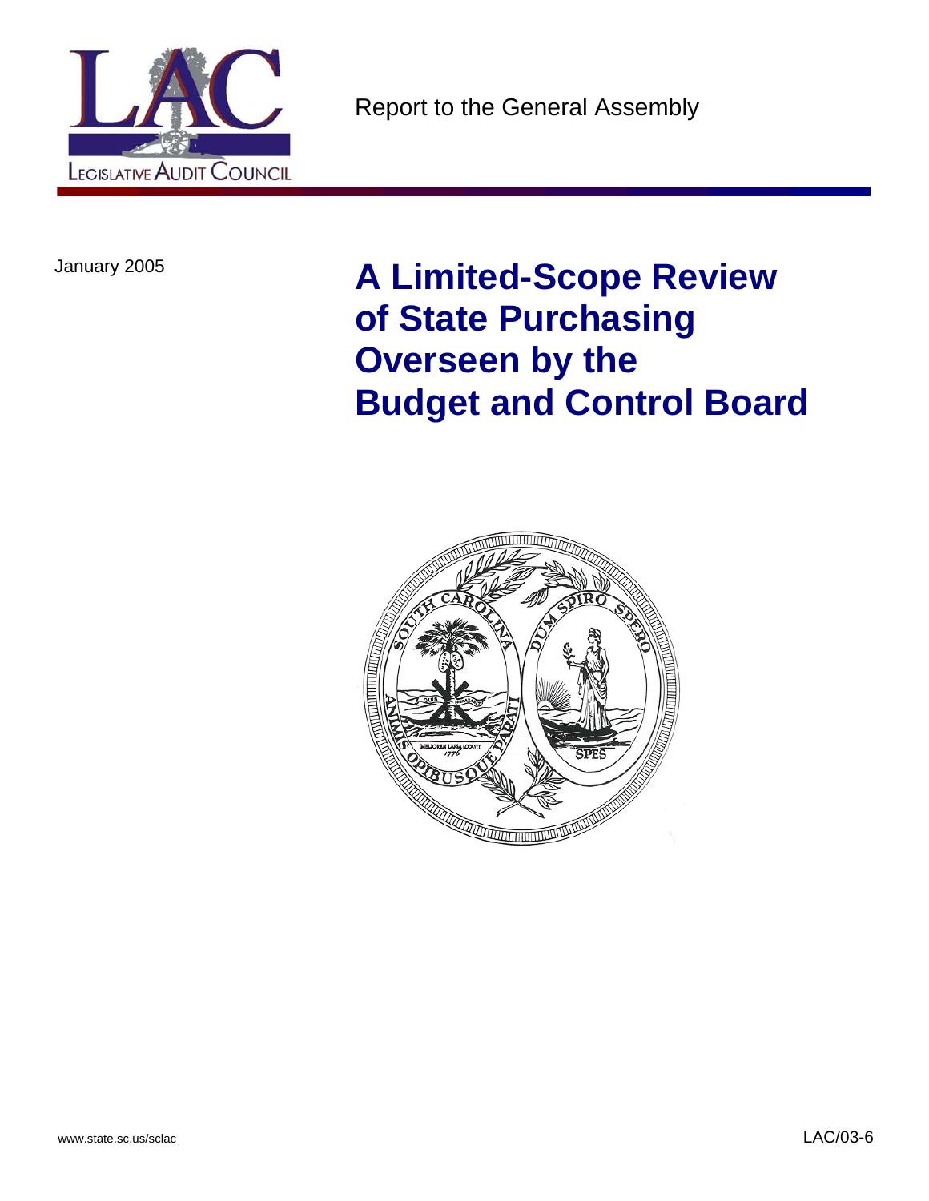LEGISLATIVE AUDIT COUNCIL

Report to the General Assembly

January 2005

# A Limited-Scope Review of State Purchasing Overseen by the Budget and Control Board

www.state.sc.us/sclac

LAC/03-6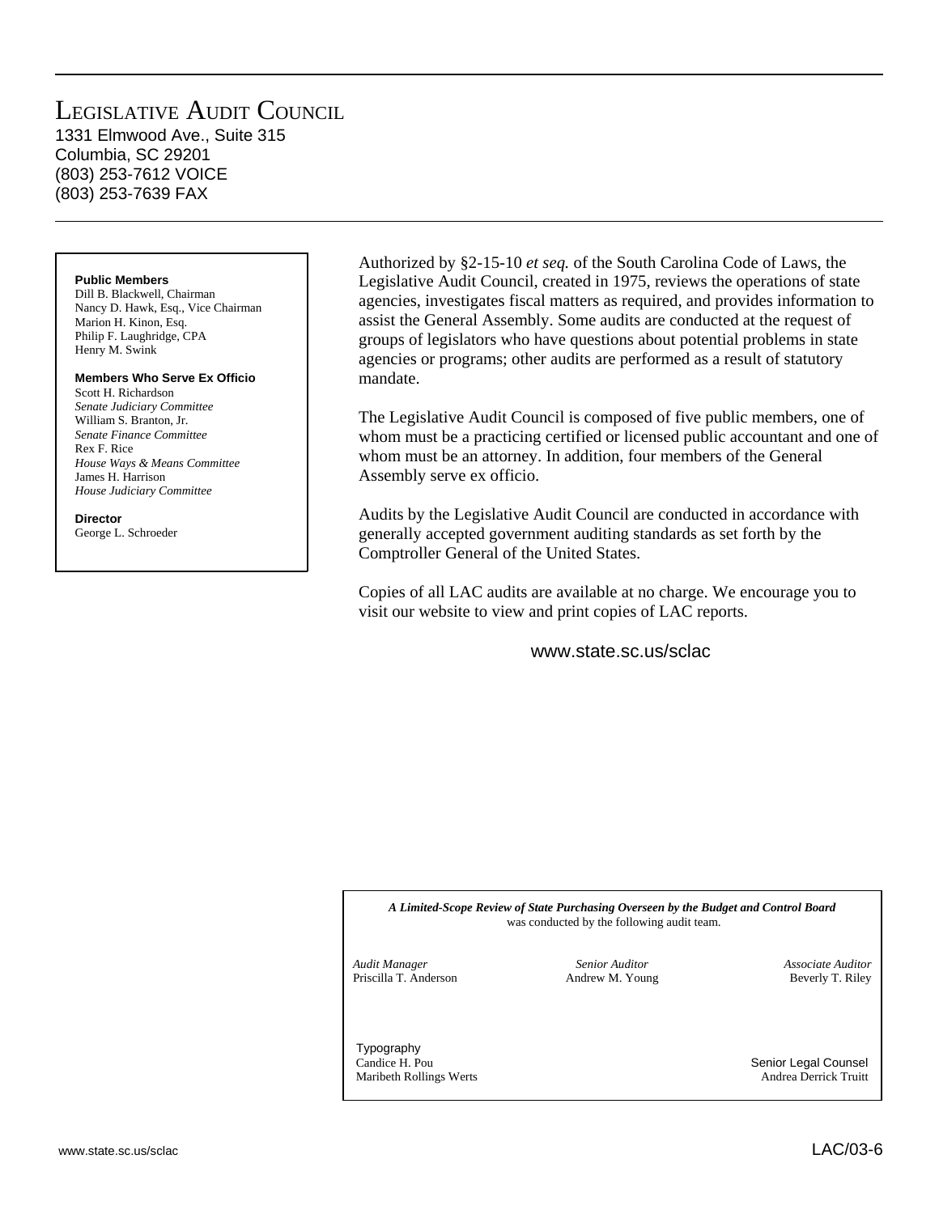# Legislative Audit Council

1331 Elmwood Ave., Suite 315
Columbia, SC 29201
(803) 253-7612 VOICE
(803) 253-7639 FAX

**Public Members**
Dill B. Blackwell, Chairman
Nancy D. Hawk, Esq., Vice Chairman
Marion H. Kinon, Esq.
Philip F. Laughridge, CPA
Henry M. Swink

**Members Who Serve Ex Officio**
Scott H. Richardson
*Senate Judiciary Committee*
William S. Branton, Jr.
*Senate Finance Committee*
Rex F. Rice
*House Ways & Means Committee*
James H. Harrison
*House Judiciary Committee*

**Director**
George L. Schroeder

Authorized by §2-15-10 *et seq.* of the South Carolina Code of Laws, the Legislative Audit Council, created in 1975, reviews the operations of state agencies, investigates fiscal matters as required, and provides information to assist the General Assembly. Some audits are conducted at the request of groups of legislators who have questions about potential problems in state agencies or programs; other audits are performed as a result of statutory mandate.

The Legislative Audit Council is composed of five public members, one of whom must be a practicing certified or licensed public accountant and one of whom must be an attorney. In addition, four members of the General Assembly serve ex officio.

Audits by the Legislative Audit Council are conducted in accordance with generally accepted government auditing standards as set forth by the Comptroller General of the United States.

Copies of all LAC audits are available at no charge. We encourage you to visit our website to view and print copies of LAC reports.

www.state.sc.us/sclac

***A Limited-Scope Review of State Purchasing Overseen by the Budget and Control Board*** was conducted by the following audit team.

*Audit Manager*
Priscilla T. Anderson

*Senior Auditor*
Andrew M. Young

*Associate Auditor*
Beverly T. Riley

Typography
Candice H. Pou
Maribeth Rollings Werts

Senior Legal Counsel
Andrea Derrick Truitt

LAC/03-6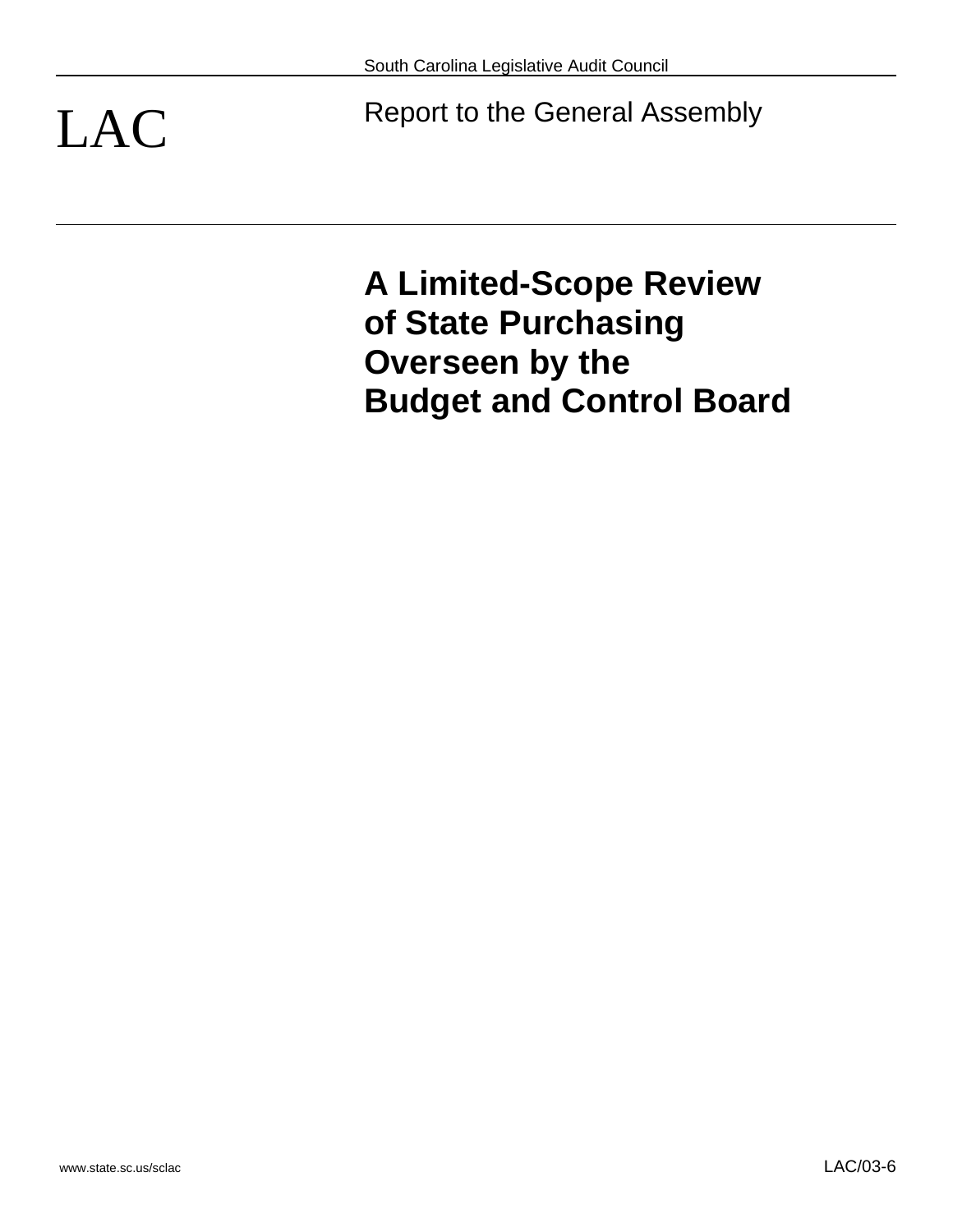South Carolina Legislative Audit Council

LAC

Report to the General Assembly

# A Limited-Scope Review of State Purchasing Overseen by the Budget and Control Board

www.state.sc.us/sclac

LAC/03-6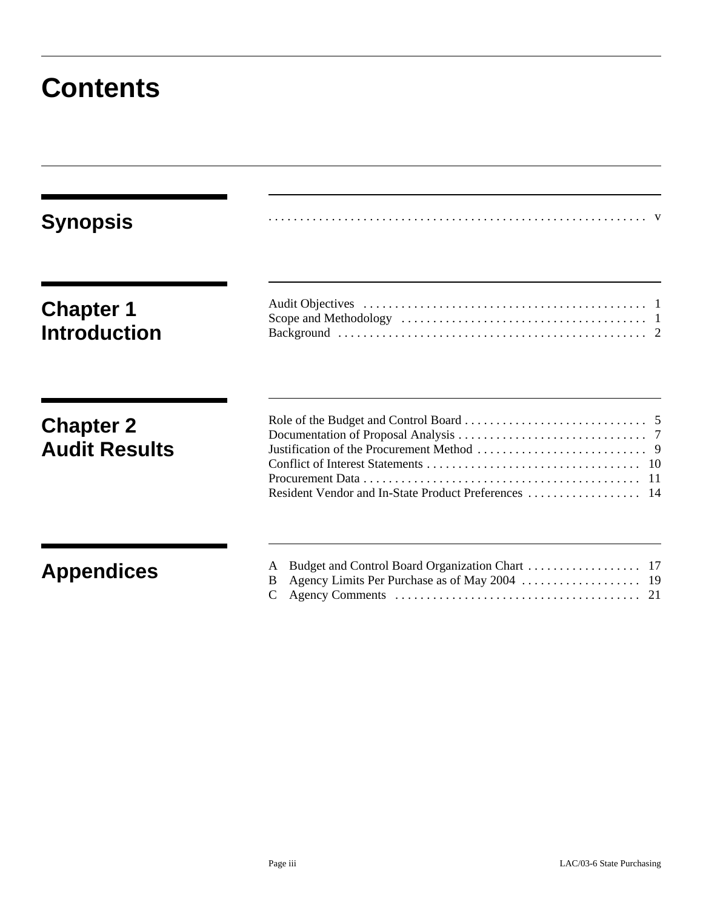# Contents

## Synopsis

. . . . . . . . . . . . . . . . . . . . . . . . . . . . . . . . . . . . . . . . . . . . . . . . . . . . . . . . . . . . v

## Chapter 1 Introduction

Audit Objectives . . . . . . . . . . . . . . . . . . . . . . . . . . . . . . . . . . . . . . . . . . . . 1
Scope and Methodology . . . . . . . . . . . . . . . . . . . . . . . . . . . . . . . . . . . . . . . 1
Background . . . . . . . . . . . . . . . . . . . . . . . . . . . . . . . . . . . . . . . . . . . . . . . . . 2

## Chapter 2 Audit Results

Role of the Budget and Control Board . . . . . . . . . . . . . . . . . . . . . . . . . . . . . 5
Documentation of Proposal Analysis . . . . . . . . . . . . . . . . . . . . . . . . . . . . . . 7
Justification of the Procurement Method . . . . . . . . . . . . . . . . . . . . . . . . . . . 9
Conflict of Interest Statements . . . . . . . . . . . . . . . . . . . . . . . . . . . . . . . . . . 10
Procurement Data . . . . . . . . . . . . . . . . . . . . . . . . . . . . . . . . . . . . . . . . . . . . 11
Resident Vendor and In-State Product Preferences . . . . . . . . . . . . . . . . . . 14

## Appendices

A Budget and Control Board Organization Chart . . . . . . . . . . . . . . . . . . 17
B Agency Limits Per Purchase as of May 2004 . . . . . . . . . . . . . . . . . . . 19
C Agency Comments . . . . . . . . . . . . . . . . . . . . . . . . . . . . . . . . . . . . . . . 21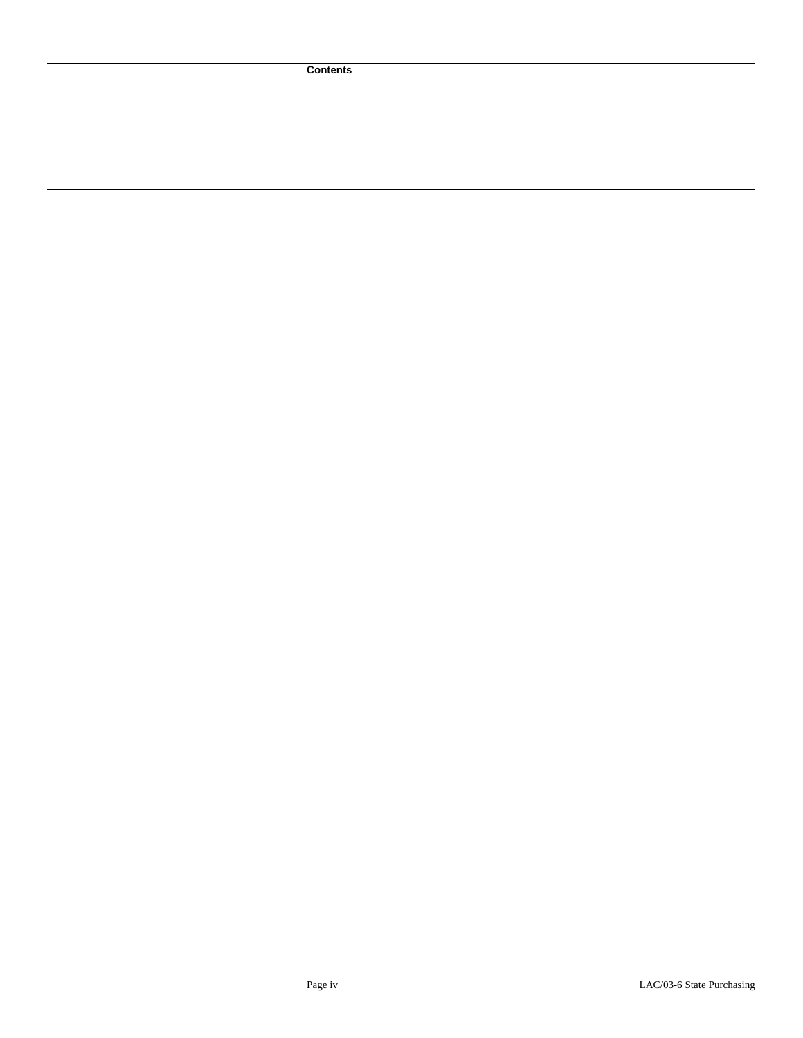**Contents**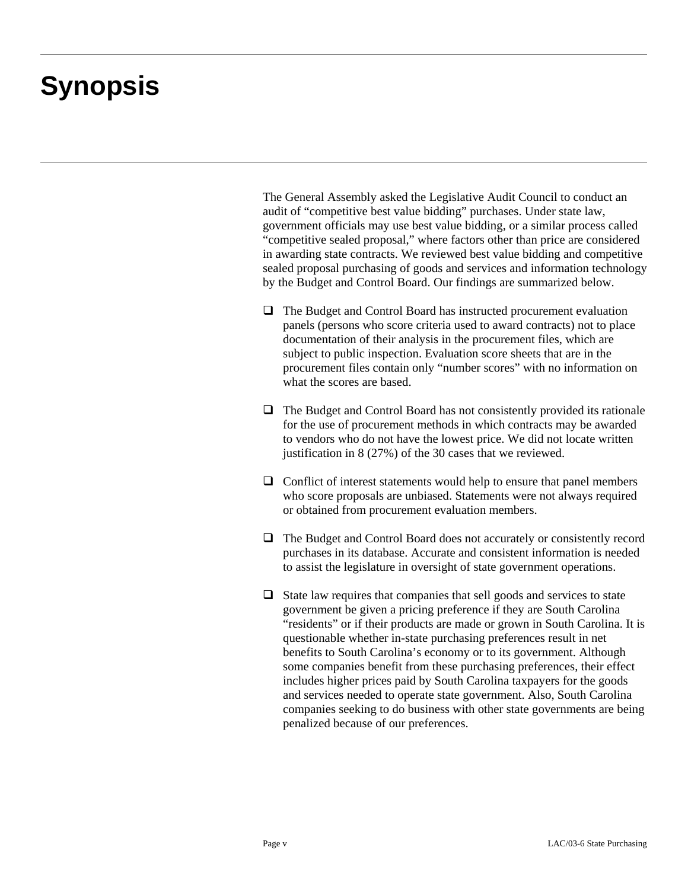# Synopsis

The General Assembly asked the Legislative Audit Council to conduct an audit of "competitive best value bidding" purchases. Under state law, government officials may use best value bidding, or a similar process called "competitive sealed proposal," where factors other than price are considered in awarding state contracts. We reviewed best value bidding and competitive sealed proposal purchasing of goods and services and information technology by the Budget and Control Board. Our findings are summarized below.

- The Budget and Control Board has instructed procurement evaluation panels (persons who score criteria used to award contracts) not to place documentation of their analysis in the procurement files, which are subject to public inspection. Evaluation score sheets that are in the procurement files contain only "number scores" with no information on what the scores are based.

- The Budget and Control Board has not consistently provided its rationale for the use of procurement methods in which contracts may be awarded to vendors who do not have the lowest price. We did not locate written justification in 8 (27%) of the 30 cases that we reviewed.

- Conflict of interest statements would help to ensure that panel members who score proposals are unbiased. Statements were not always required or obtained from procurement evaluation members.

- The Budget and Control Board does not accurately or consistently record purchases in its database. Accurate and consistent information is needed to assist the legislature in oversight of state government operations.

- State law requires that companies that sell goods and services to state government be given a pricing preference if they are South Carolina "residents" or if their products are made or grown in South Carolina. It is questionable whether in-state purchasing preferences result in net benefits to South Carolina's economy or to its government. Although some companies benefit from these purchasing preferences, their effect includes higher prices paid by South Carolina taxpayers for the goods and services needed to operate state government. Also, South Carolina companies seeking to do business with other state governments are being penalized because of our preferences.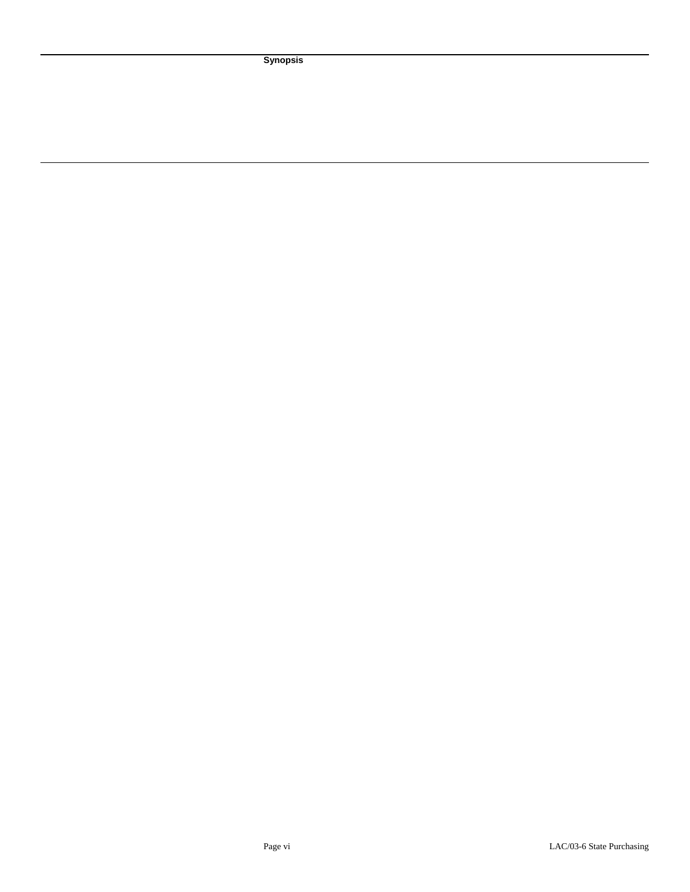**Synopsis**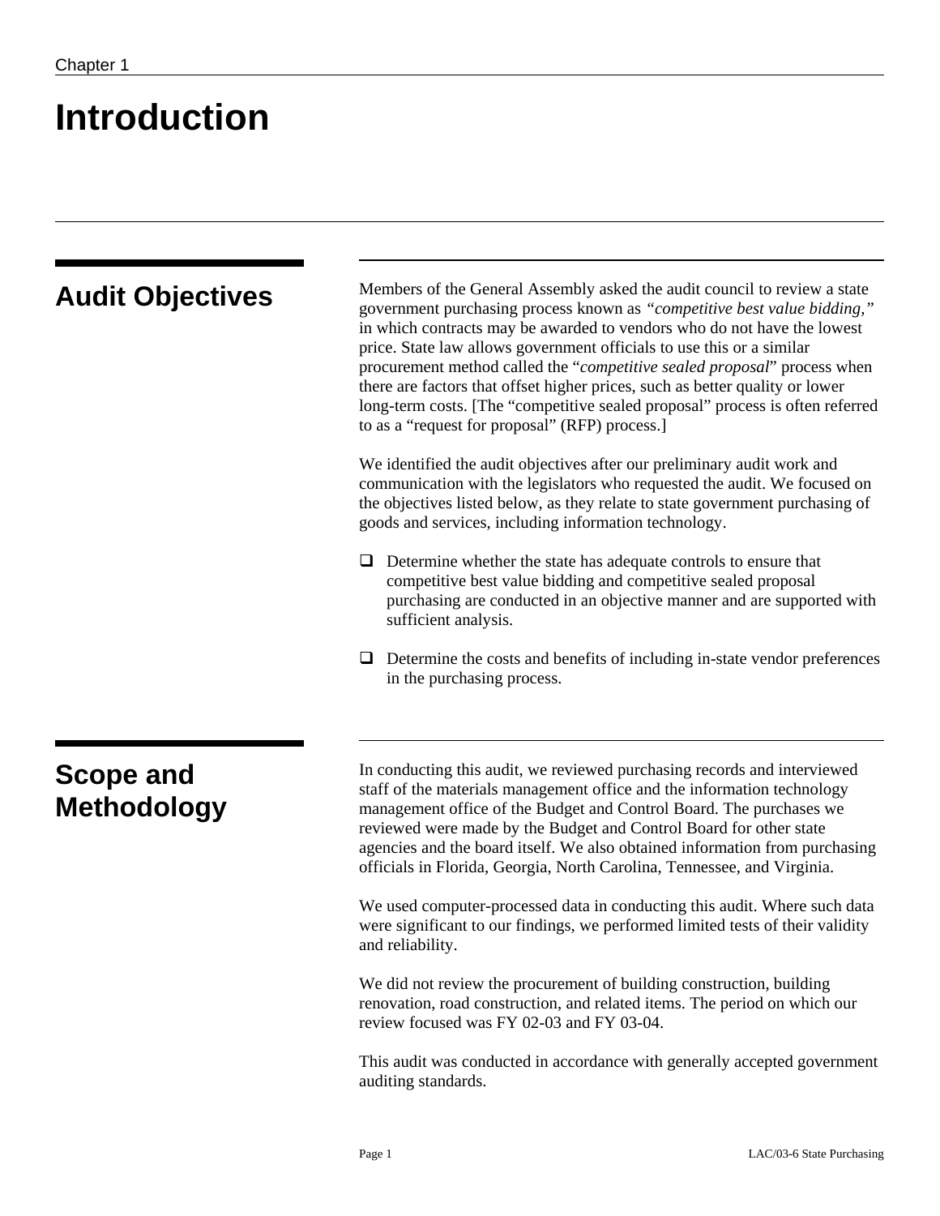Chapter 1

# Introduction

## Audit Objectives

Members of the General Assembly asked the audit council to review a state government purchasing process known as *"competitive best value bidding,"* in which contracts may be awarded to vendors who do not have the lowest price. State law allows government officials to use this or a similar procurement method called the "*competitive sealed proposal*" process when there are factors that offset higher prices, such as better quality or lower long-term costs. [The "competitive sealed proposal" process is often referred to as a "request for proposal" (RFP) process.]

We identified the audit objectives after our preliminary audit work and communication with the legislators who requested the audit. We focused on the objectives listed below, as they relate to state government purchasing of goods and services, including information technology.

- Determine whether the state has adequate controls to ensure that competitive best value bidding and competitive sealed proposal purchasing are conducted in an objective manner and are supported with sufficient analysis.

- Determine the costs and benefits of including in-state vendor preferences in the purchasing process.

## Scope and Methodology

In conducting this audit, we reviewed purchasing records and interviewed staff of the materials management office and the information technology management office of the Budget and Control Board. The purchases we reviewed were made by the Budget and Control Board for other state agencies and the board itself. We also obtained information from purchasing officials in Florida, Georgia, North Carolina, Tennessee, and Virginia.

We used computer-processed data in conducting this audit. Where such data were significant to our findings, we performed limited tests of their validity and reliability.

We did not review the procurement of building construction, building renovation, road construction, and related items. The period on which our review focused was FY 02-03 and FY 03-04.

This audit was conducted in accordance with generally accepted government auditing standards.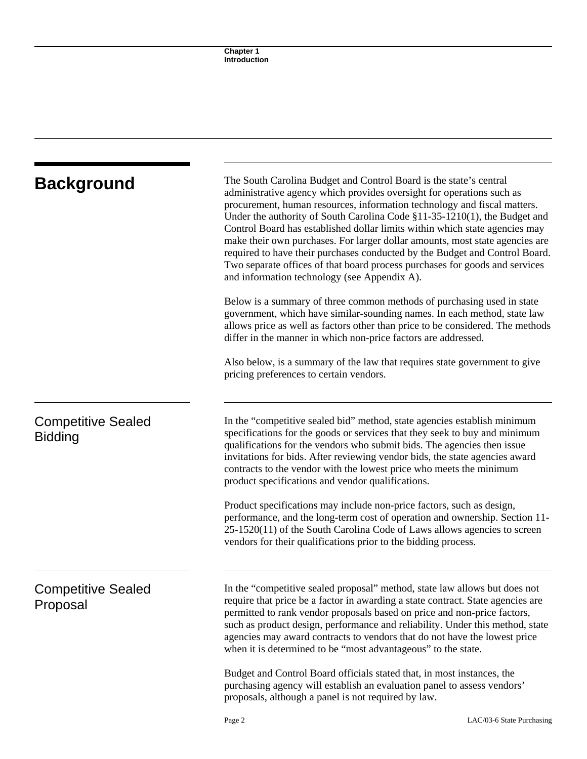## Background

The South Carolina Budget and Control Board is the state's central administrative agency which provides oversight for operations such as procurement, human resources, information technology and fiscal matters. Under the authority of South Carolina Code §11-35-1210(1), the Budget and Control Board has established dollar limits within which state agencies may make their own purchases. For larger dollar amounts, most state agencies are required to have their purchases conducted by the Budget and Control Board. Two separate offices of that board process purchases for goods and services and information technology (see Appendix A).

Below is a summary of three common methods of purchasing used in state government, which have similar-sounding names. In each method, state law allows price as well as factors other than price to be considered. The methods differ in the manner in which non-price factors are addressed.

Also below, is a summary of the law that requires state government to give pricing preferences to certain vendors.

### Competitive Sealed Bidding

In the "competitive sealed bid" method, state agencies establish minimum specifications for the goods or services that they seek to buy and minimum qualifications for the vendors who submit bids. The agencies then issue invitations for bids. After reviewing vendor bids, the state agencies award contracts to the vendor with the lowest price who meets the minimum product specifications and vendor qualifications.

Product specifications may include non-price factors, such as design, performance, and the long-term cost of operation and ownership. Section 11-25-1520(11) of the South Carolina Code of Laws allows agencies to screen vendors for their qualifications prior to the bidding process.

### Competitive Sealed Proposal

In the "competitive sealed proposal" method, state law allows but does not require that price be a factor in awarding a state contract. State agencies are permitted to rank vendor proposals based on price and non-price factors, such as product design, performance and reliability. Under this method, state agencies may award contracts to vendors that do not have the lowest price when it is determined to be "most advantageous" to the state.

Budget and Control Board officials stated that, in most instances, the purchasing agency will establish an evaluation panel to assess vendors' proposals, although a panel is not required by law.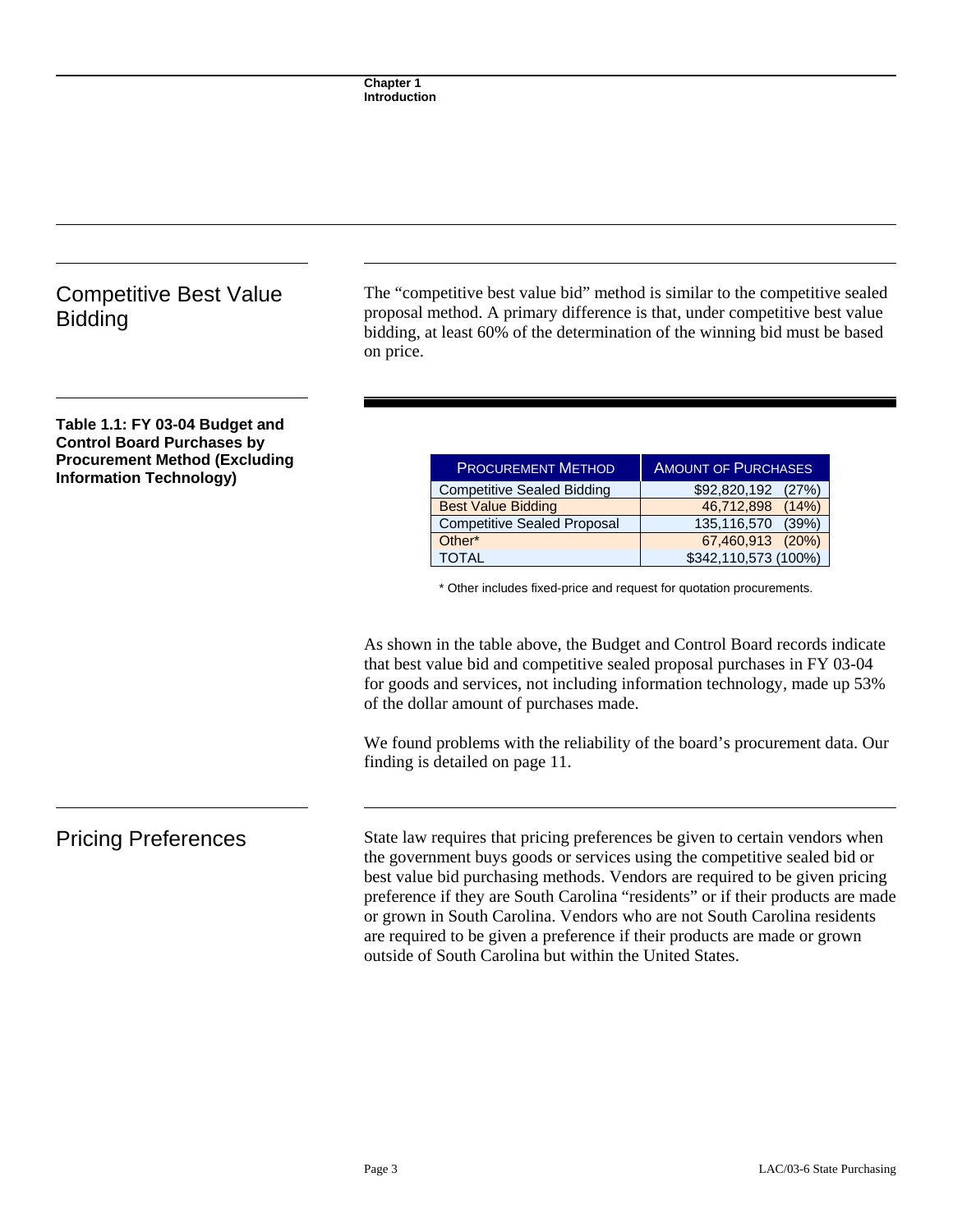## Competitive Best Value Bidding

The "competitive best value bid" method is similar to the competitive sealed proposal method. A primary difference is that, under competitive best value bidding, at least 60% of the determination of the winning bid must be based on price.

**Table 1.1: FY 03-04 Budget and Control Board Purchases by Procurement Method (Excluding Information Technology)**

| PROCUREMENT METHOD | AMOUNT OF PURCHASES |
|---|---|
| Competitive Sealed Bidding | $92,820,192 (27%) |
| Best Value Bidding | 46,712,898 (14%) |
| Competitive Sealed Proposal | 135,116,570 (39%) |
| Other* | 67,460,913 (20%) |
| TOTAL | $342,110,573 (100%) |

* Other includes fixed-price and request for quotation procurements.

As shown in the table above, the Budget and Control Board records indicate that best value bid and competitive sealed proposal purchases in FY 03-04 for goods and services, not including information technology, made up 53% of the dollar amount of purchases made.

We found problems with the reliability of the board's procurement data. Our finding is detailed on page 11.

## Pricing Preferences

State law requires that pricing preferences be given to certain vendors when the government buys goods or services using the competitive sealed bid or best value bid purchasing methods. Vendors are required to be given pricing preference if they are South Carolina "residents" or if their products are made or grown in South Carolina. Vendors who are not South Carolina residents are required to be given a preference if their products are made or grown outside of South Carolina but within the United States.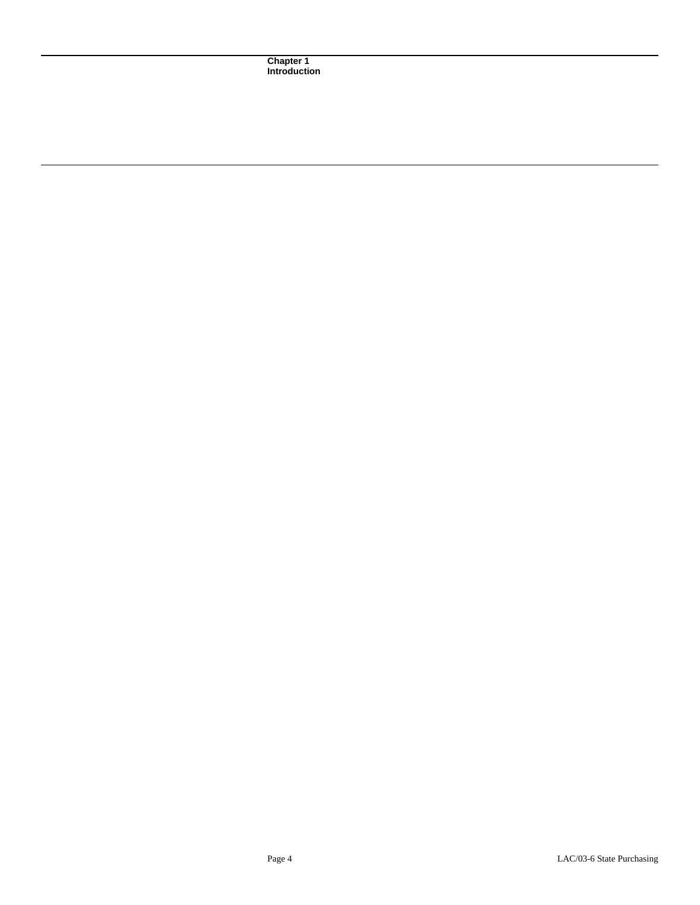## Chapter 1
## Introduction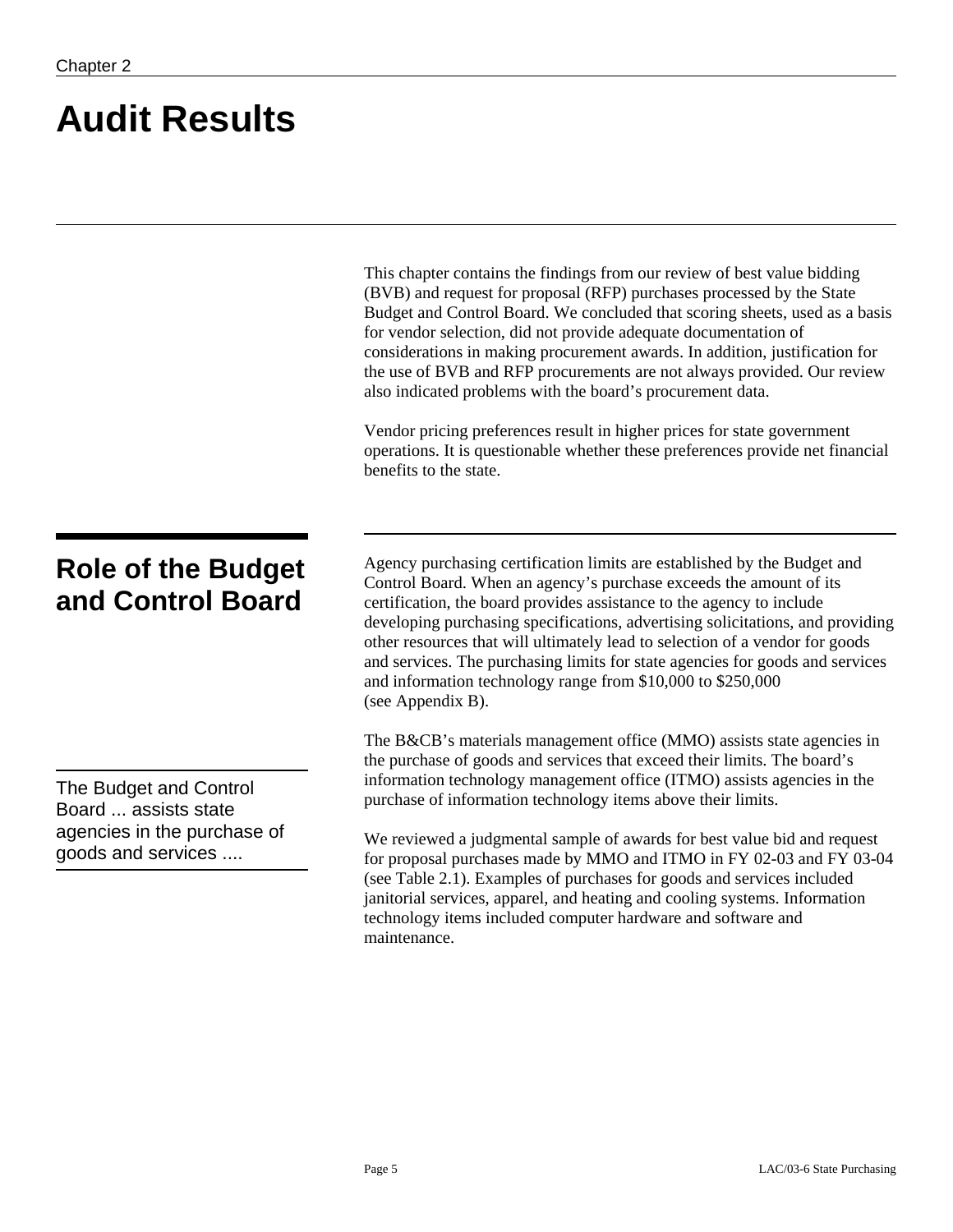Chapter 2

# Audit Results

This chapter contains the findings from our review of best value bidding (BVB) and request for proposal (RFP) purchases processed by the State Budget and Control Board. We concluded that scoring sheets, used as a basis for vendor selection, did not provide adequate documentation of considerations in making procurement awards. In addition, justification for the use of BVB and RFP procurements are not always provided. Our review also indicated problems with the board's procurement data.

Vendor pricing preferences result in higher prices for state government operations. It is questionable whether these preferences provide net financial benefits to the state.

## Role of the Budget and Control Board

Agency purchasing certification limits are established by the Budget and Control Board. When an agency's purchase exceeds the amount of its certification, the board provides assistance to the agency to include developing purchasing specifications, advertising solicitations, and providing other resources that will ultimately lead to selection of a vendor for goods and services. The purchasing limits for state agencies for goods and services and information technology range from $10,000 to $250,000 (see Appendix B).

> The Budget and Control Board ... assists state agencies in the purchase of goods and services ....

The B&CB's materials management office (MMO) assists state agencies in the purchase of goods and services that exceed their limits. The board's information technology management office (ITMO) assists agencies in the purchase of information technology items above their limits.

We reviewed a judgmental sample of awards for best value bid and request for proposal purchases made by MMO and ITMO in FY 02-03 and FY 03-04 (see Table 2.1). Examples of purchases for goods and services included janitorial services, apparel, and heating and cooling systems. Information technology items included computer hardware and software and maintenance.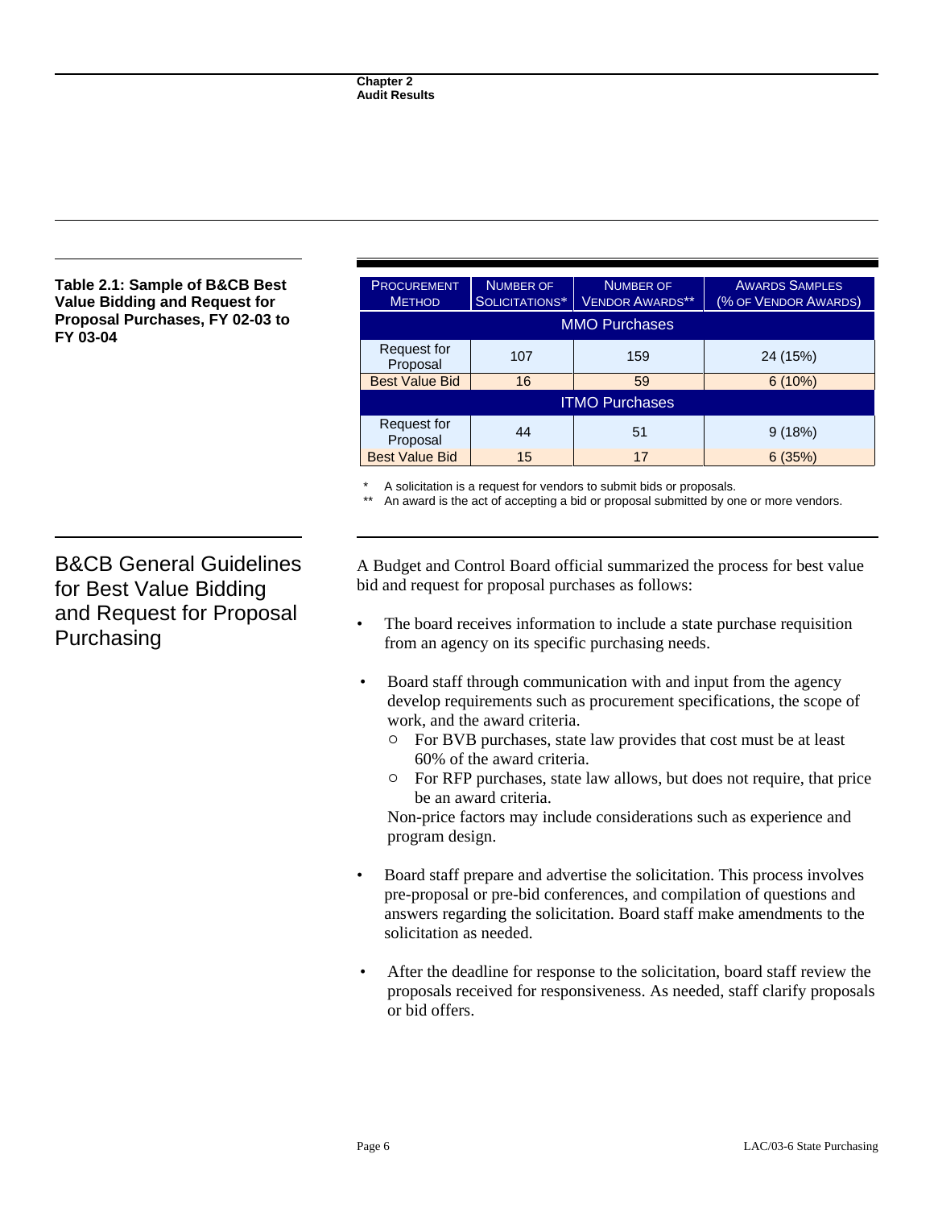**Table 2.1: Sample of B&CB Best Value Bidding and Request for Proposal Purchases, FY 02-03 to FY 03-04**

| Procurement Method | Number of Solicitations* | Number of Vendor Awards** | Awards Samples (% of Vendor Awards) |
|---|---|---|---|
| **MMO Purchases** | | | |
| Request for Proposal | 107 | 159 | 24 (15%) |
| Best Value Bid | 16 | 59 | 6 (10%) |
| **ITMO Purchases** | | | |
| Request for Proposal | 44 | 51 | 9 (18%) |
| Best Value Bid | 15 | 17 | 6 (35%) |

\* A solicitation is a request for vendors to submit bids or proposals.
\*\* An award is the act of accepting a bid or proposal submitted by one or more vendors.

## B&CB General Guidelines for Best Value Bidding and Request for Proposal Purchasing

A Budget and Control Board official summarized the process for best value bid and request for proposal purchases as follows:

- The board receives information to include a state purchase requisition from an agency on its specific purchasing needs.
- Board staff through communication with and input from the agency develop requirements such as procurement specifications, the scope of work, and the award criteria.
  - For BVB purchases, state law provides that cost must be at least 60% of the award criteria.
  - For RFP purchases, state law allows, but does not require, that price be an award criteria.

  Non-price factors may include considerations such as experience and program design.
- Board staff prepare and advertise the solicitation. This process involves pre-proposal or pre-bid conferences, and compilation of questions and answers regarding the solicitation. Board staff make amendments to the solicitation as needed.
- After the deadline for response to the solicitation, board staff review the proposals received for responsiveness. As needed, staff clarify proposals or bid offers.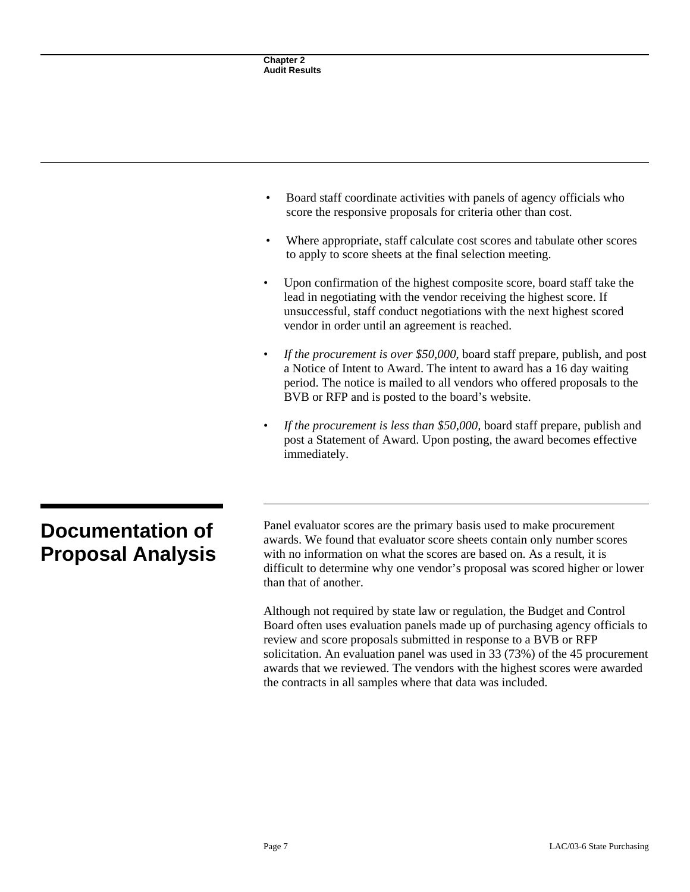- Board staff coordinate activities with panels of agency officials who score the responsive proposals for criteria other than cost.

- Where appropriate, staff calculate cost scores and tabulate other scores to apply to score sheets at the final selection meeting.

- Upon confirmation of the highest composite score, board staff take the lead in negotiating with the vendor receiving the highest score. If unsuccessful, staff conduct negotiations with the next highest scored vendor in order until an agreement is reached.

- *If the procurement is over $50,000*, board staff prepare, publish, and post a Notice of Intent to Award. The intent to award has a 16 day waiting period. The notice is mailed to all vendors who offered proposals to the BVB or RFP and is posted to the board's website.

- *If the procurement is less than $50,000*, board staff prepare, publish and post a Statement of Award. Upon posting, the award becomes effective immediately.

## Documentation of Proposal Analysis

Panel evaluator scores are the primary basis used to make procurement awards. We found that evaluator score sheets contain only number scores with no information on what the scores are based on. As a result, it is difficult to determine why one vendor's proposal was scored higher or lower than that of another.

Although not required by state law or regulation, the Budget and Control Board often uses evaluation panels made up of purchasing agency officials to review and score proposals submitted in response to a BVB or RFP solicitation. An evaluation panel was used in 33 (73%) of the 45 procurement awards that we reviewed. The vendors with the highest scores were awarded the contracts in all samples where that data was included.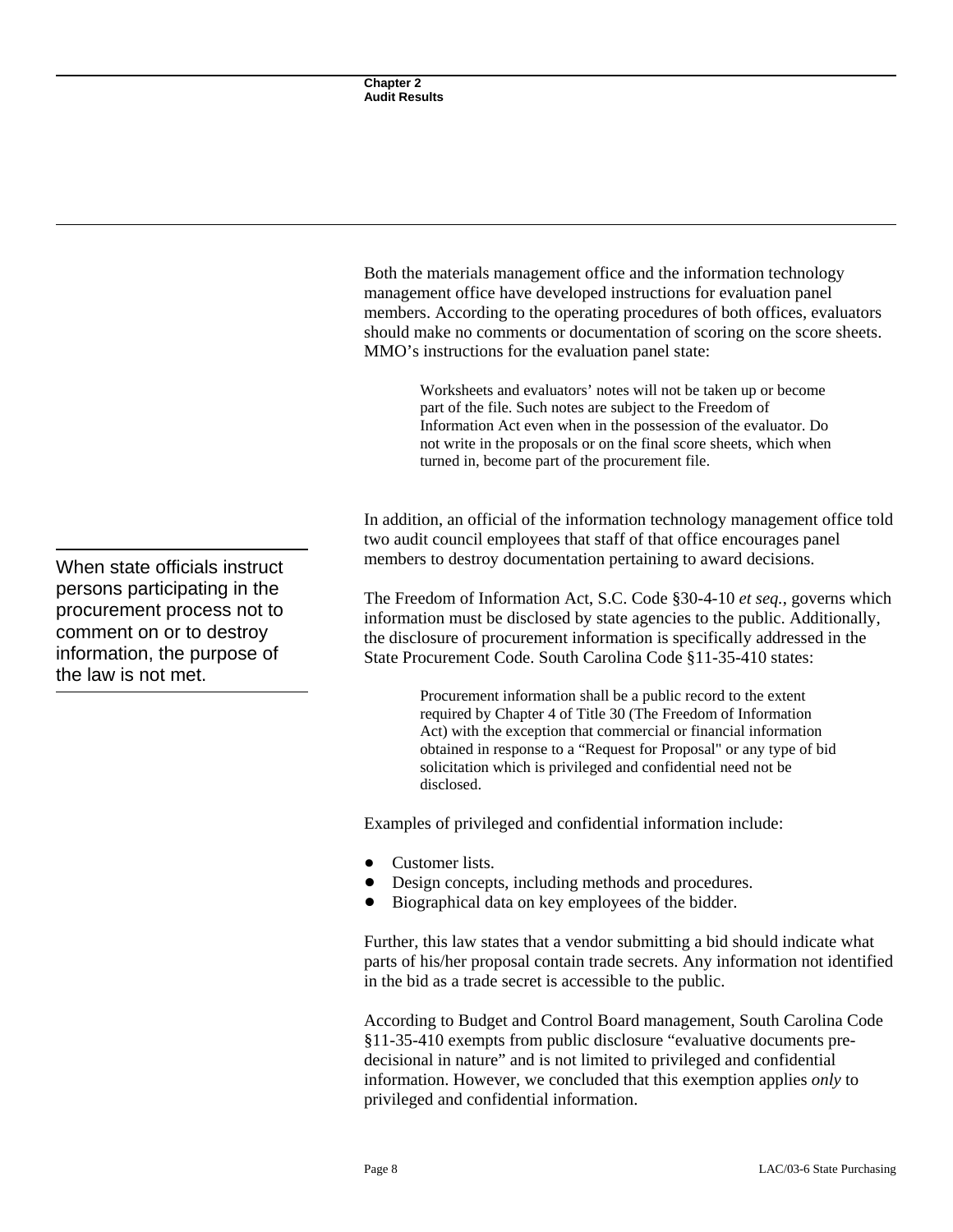Both the materials management office and the information technology management office have developed instructions for evaluation panel members. According to the operating procedures of both offices, evaluators should make no comments or documentation of scoring on the score sheets. MMO's instructions for the evaluation panel state:

> Worksheets and evaluators' notes will not be taken up or become part of the file. Such notes are subject to the Freedom of Information Act even when in the possession of the evaluator. Do not write in the proposals or on the final score sheets, which when turned in, become part of the procurement file.

In addition, an official of the information technology management office told two audit council employees that staff of that office encourages panel members to destroy documentation pertaining to award decisions.

> When state officials instruct persons participating in the procurement process not to comment on or to destroy information, the purpose of the law is not met.

The Freedom of Information Act, S.C. Code §30-4-10 *et seq.*, governs which information must be disclosed by state agencies to the public. Additionally, the disclosure of procurement information is specifically addressed in the State Procurement Code. South Carolina Code §11-35-410 states:

> Procurement information shall be a public record to the extent required by Chapter 4 of Title 30 (The Freedom of Information Act) with the exception that commercial or financial information obtained in response to a "Request for Proposal" or any type of bid solicitation which is privileged and confidential need not be disclosed.

Examples of privileged and confidential information include:

- Customer lists.
- Design concepts, including methods and procedures.
- Biographical data on key employees of the bidder.

Further, this law states that a vendor submitting a bid should indicate what parts of his/her proposal contain trade secrets. Any information not identified in the bid as a trade secret is accessible to the public.

According to Budget and Control Board management, South Carolina Code §11-35-410 exempts from public disclosure "evaluative documents pre-decisional in nature" and is not limited to privileged and confidential information. However, we concluded that this exemption applies *only* to privileged and confidential information.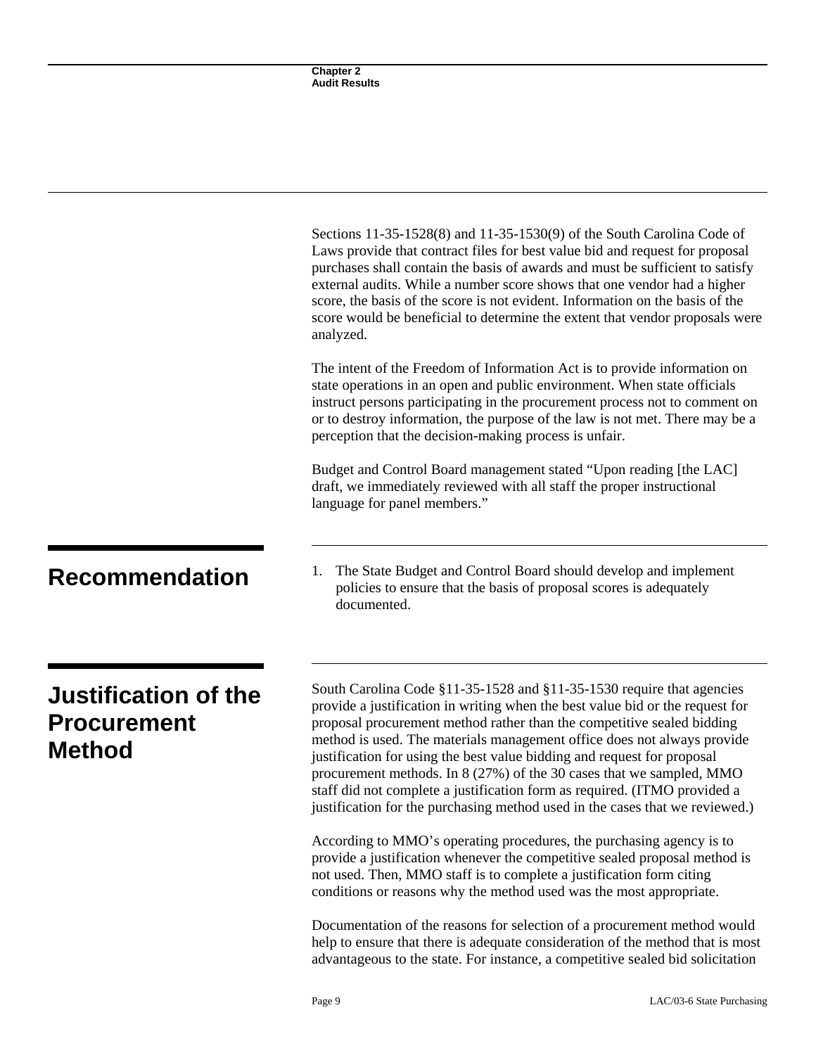Sections 11-35-1528(8) and 11-35-1530(9) of the South Carolina Code of Laws provide that contract files for best value bid and request for proposal purchases shall contain the basis of awards and must be sufficient to satisfy external audits. While a number score shows that one vendor had a higher score, the basis of the score is not evident. Information on the basis of the score would be beneficial to determine the extent that vendor proposals were analyzed.

The intent of the Freedom of Information Act is to provide information on state operations in an open and public environment. When state officials instruct persons participating in the procurement process not to comment on or to destroy information, the purpose of the law is not met. There may be a perception that the decision-making process is unfair.

Budget and Control Board management stated "Upon reading [the LAC] draft, we immediately reviewed with all staff the proper instructional language for panel members."

## Recommendation

1. The State Budget and Control Board should develop and implement policies to ensure that the basis of proposal scores is adequately documented.

## Justification of the Procurement Method

South Carolina Code §11-35-1528 and §11-35-1530 require that agencies provide a justification in writing when the best value bid or the request for proposal procurement method rather than the competitive sealed bidding method is used. The materials management office does not always provide justification for using the best value bidding and request for proposal procurement methods. In 8 (27%) of the 30 cases that we sampled, MMO staff did not complete a justification form as required. (ITMO provided a justification for the purchasing method used in the cases that we reviewed.)

According to MMO's operating procedures, the purchasing agency is to provide a justification whenever the competitive sealed proposal method is not used. Then, MMO staff is to complete a justification form citing conditions or reasons why the method used was the most appropriate.

Documentation of the reasons for selection of a procurement method would help to ensure that there is adequate consideration of the method that is most advantageous to the state. For instance, a competitive sealed bid solicitation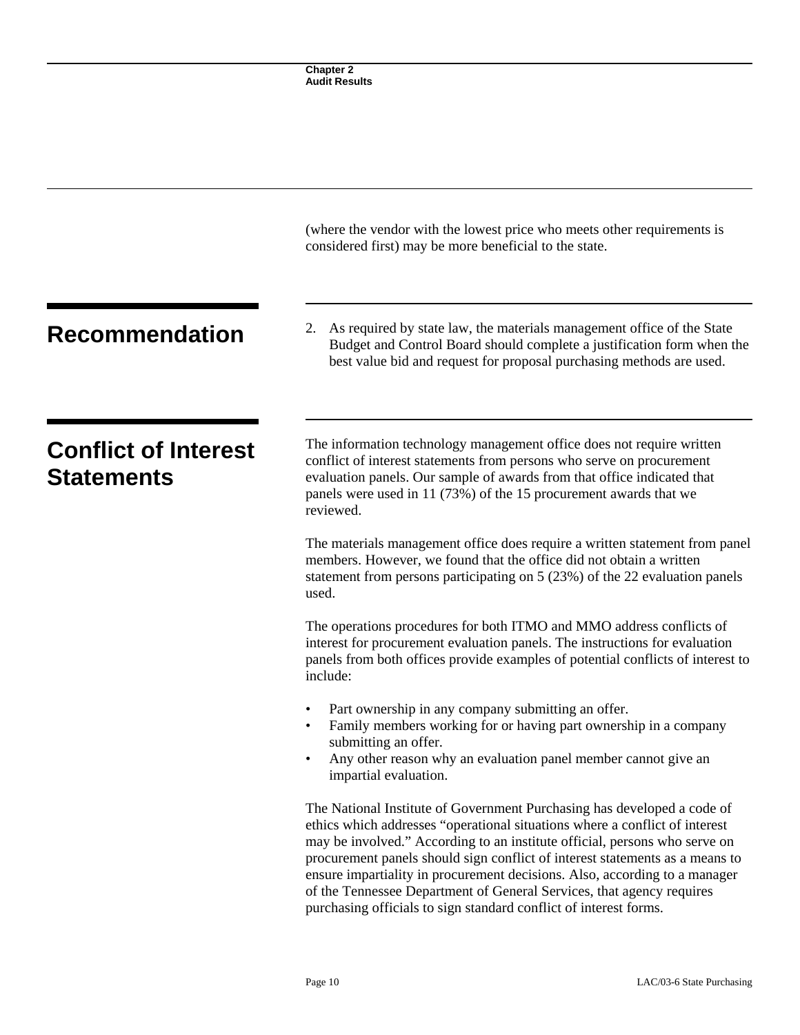(where the vendor with the lowest price who meets other requirements is considered first) may be more beneficial to the state.

## Recommendation

2. As required by state law, the materials management office of the State Budget and Control Board should complete a justification form when the best value bid and request for proposal purchasing methods are used.

## Conflict of Interest Statements

The information technology management office does not require written conflict of interest statements from persons who serve on procurement evaluation panels. Our sample of awards from that office indicated that panels were used in 11 (73%) of the 15 procurement awards that we reviewed.

The materials management office does require a written statement from panel members. However, we found that the office did not obtain a written statement from persons participating on 5 (23%) of the 22 evaluation panels used.

The operations procedures for both ITMO and MMO address conflicts of interest for procurement evaluation panels. The instructions for evaluation panels from both offices provide examples of potential conflicts of interest to include:

- Part ownership in any company submitting an offer.
- Family members working for or having part ownership in a company submitting an offer.
- Any other reason why an evaluation panel member cannot give an impartial evaluation.

The National Institute of Government Purchasing has developed a code of ethics which addresses "operational situations where a conflict of interest may be involved." According to an institute official, persons who serve on procurement panels should sign conflict of interest statements as a means to ensure impartiality in procurement decisions. Also, according to a manager of the Tennessee Department of General Services, that agency requires purchasing officials to sign standard conflict of interest forms.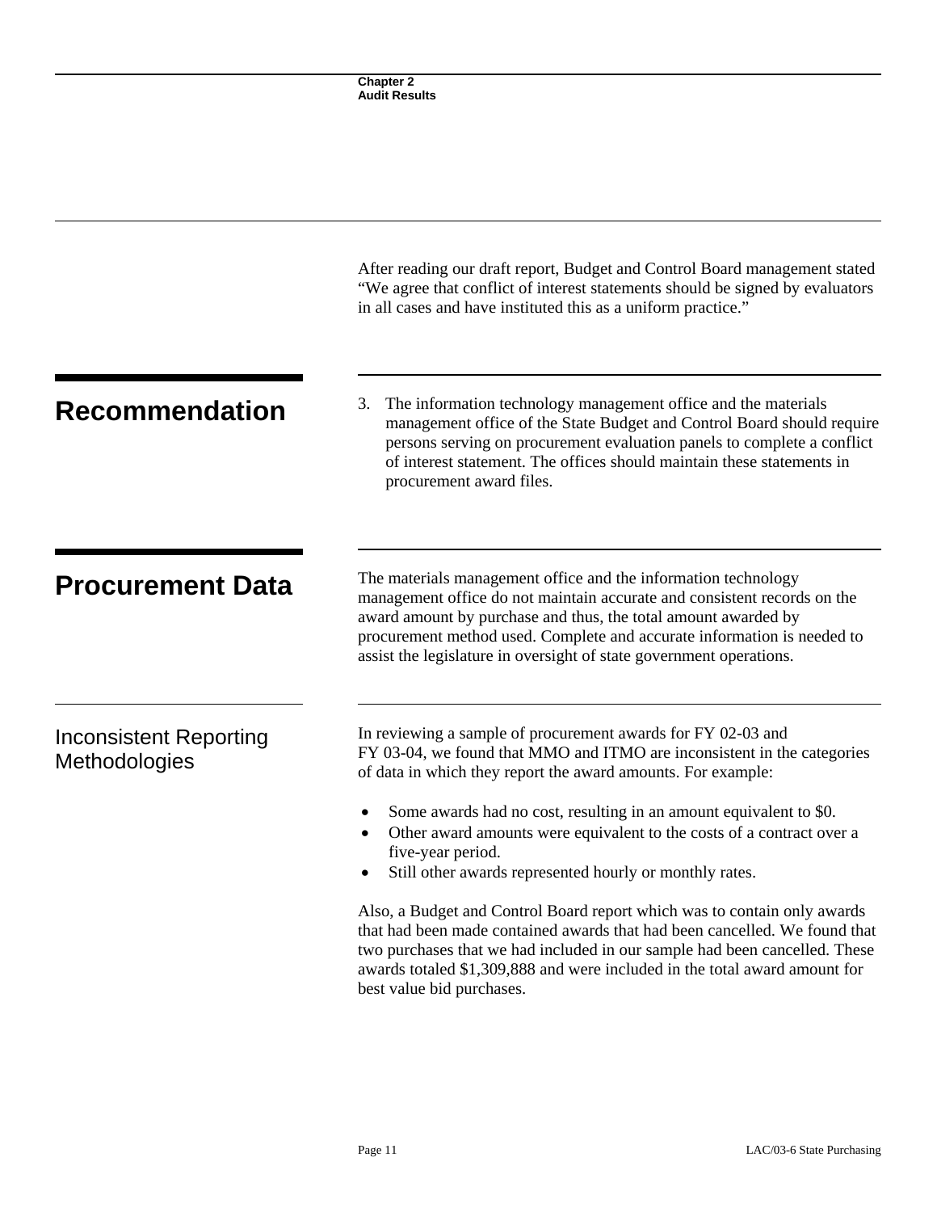After reading our draft report, Budget and Control Board management stated "We agree that conflict of interest statements should be signed by evaluators in all cases and have instituted this as a uniform practice."

## Recommendation

3. The information technology management office and the materials management office of the State Budget and Control Board should require persons serving on procurement evaluation panels to complete a conflict of interest statement. The offices should maintain these statements in procurement award files.

## Procurement Data

The materials management office and the information technology management office do not maintain accurate and consistent records on the award amount by purchase and thus, the total amount awarded by procurement method used. Complete and accurate information is needed to assist the legislature in oversight of state government operations.

### Inconsistent Reporting Methodologies

In reviewing a sample of procurement awards for FY 02-03 and FY 03-04, we found that MMO and ITMO are inconsistent in the categories of data in which they report the award amounts. For example:

- Some awards had no cost, resulting in an amount equivalent to $0.
- Other award amounts were equivalent to the costs of a contract over a five-year period.
- Still other awards represented hourly or monthly rates.

Also, a Budget and Control Board report which was to contain only awards that had been made contained awards that had been cancelled. We found that two purchases that we had included in our sample had been cancelled. These awards totaled $1,309,888 and were included in the total award amount for best value bid purchases.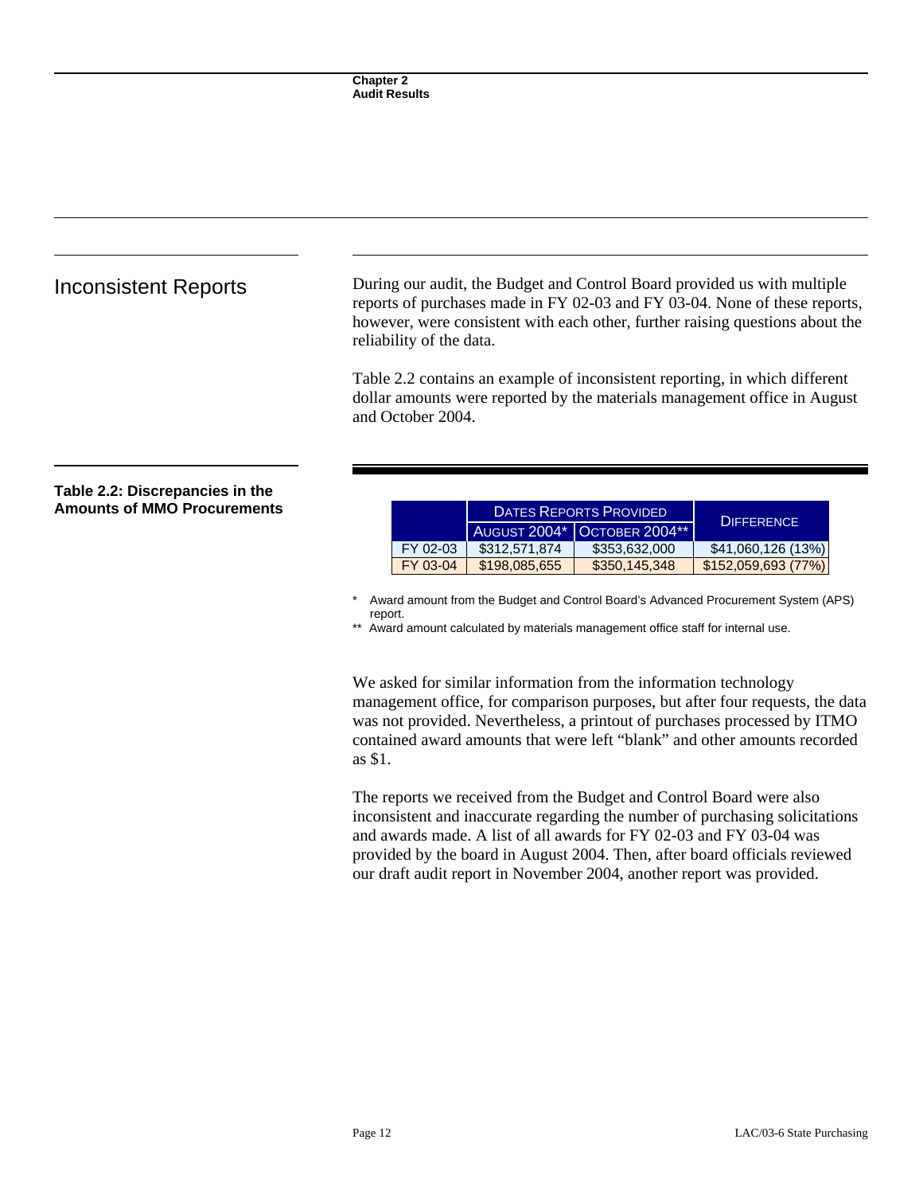## Inconsistent Reports

During our audit, the Budget and Control Board provided us with multiple reports of purchases made in FY 02-03 and FY 03-04. None of these reports, however, were consistent with each other, further raising questions about the reliability of the data.

Table 2.2 contains an example of inconsistent reporting, in which different dollar amounts were reported by the materials management office in August and October 2004.

**Table 2.2: Discrepancies in the Amounts of MMO Procurements**

| | Dates Reports Provided | | Difference |
|---|---|---|---|
| | August 2004* | October 2004** | |
| FY 02-03 | $312,571,874 | $353,632,000 | $41,060,126 (13%) |
| FY 03-04 | $198,085,655 | $350,145,348 | $152,059,693 (77%) |

\* Award amount from the Budget and Control Board's Advanced Procurement System (APS) report.

\*\* Award amount calculated by materials management office staff for internal use.

We asked for similar information from the information technology management office, for comparison purposes, but after four requests, the data was not provided. Nevertheless, a printout of purchases processed by ITMO contained award amounts that were left "blank" and other amounts recorded as $1.

The reports we received from the Budget and Control Board were also inconsistent and inaccurate regarding the number of purchasing solicitations and awards made. A list of all awards for FY 02-03 and FY 03-04 was provided by the board in August 2004. Then, after board officials reviewed our draft audit report in November 2004, another report was provided.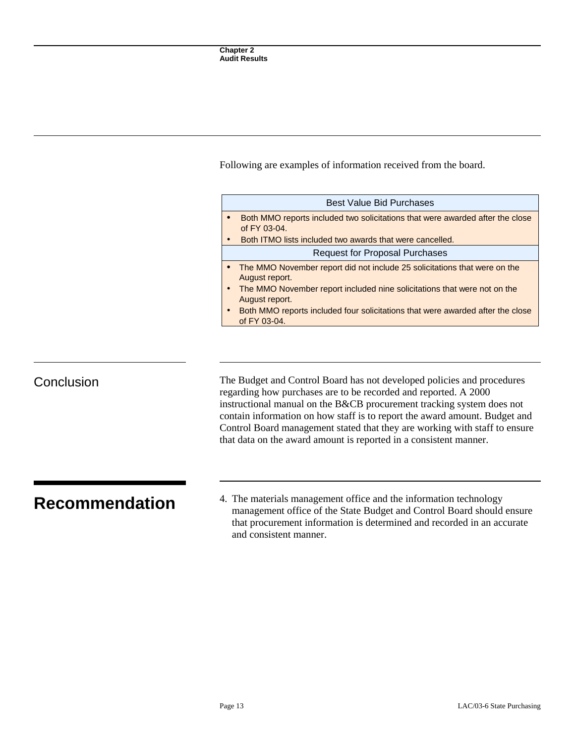Following are examples of information received from the board.

| Best Value Bid Purchases |
|---|
| • Both MMO reports included two solicitations that were awarded after the close of FY 03-04.<br>• Both ITMO lists included two awards that were cancelled. |
| **Request for Proposal Purchases** |
| • The MMO November report did not include 25 solicitations that were on the August report.<br>• The MMO November report included nine solicitations that were not on the August report.<br>• Both MMO reports included four solicitations that were awarded after the close of FY 03-04. |

## Conclusion

The Budget and Control Board has not developed policies and procedures regarding how purchases are to be recorded and reported. A 2000 instructional manual on the B&CB procurement tracking system does not contain information on how staff is to report the award amount. Budget and Control Board management stated that they are working with staff to ensure that data on the award amount is reported in a consistent manner.

## Recommendation

4. The materials management office and the information technology management office of the State Budget and Control Board should ensure that procurement information is determined and recorded in an accurate and consistent manner.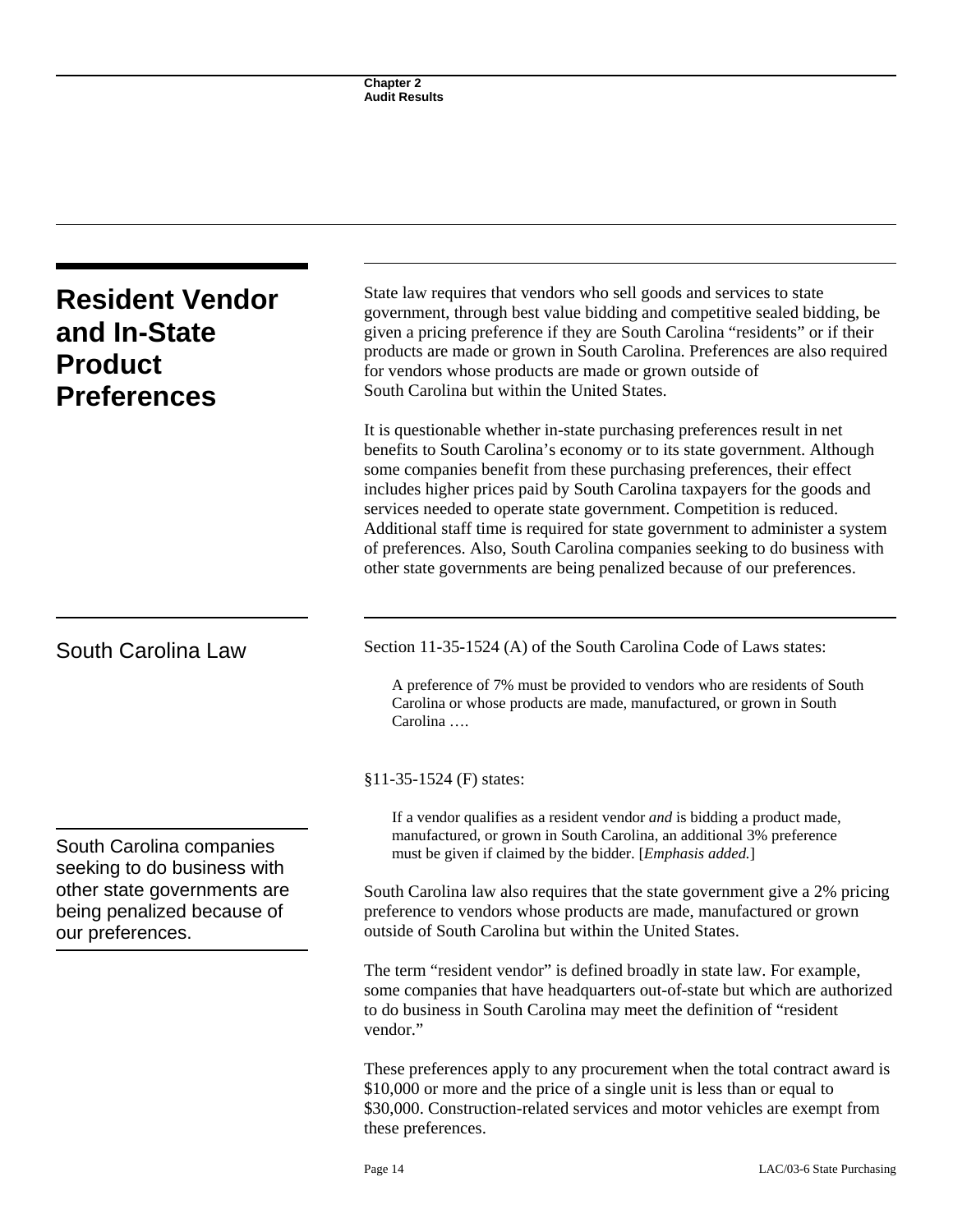## Resident Vendor and In-State Product Preferences

State law requires that vendors who sell goods and services to state government, through best value bidding and competitive sealed bidding, be given a pricing preference if they are South Carolina "residents" or if their products are made or grown in South Carolina. Preferences are also required for vendors whose products are made or grown outside of South Carolina but within the United States.

It is questionable whether in-state purchasing preferences result in net benefits to South Carolina's economy or to its state government. Although some companies benefit from these purchasing preferences, their effect includes higher prices paid by South Carolina taxpayers for the goods and services needed to operate state government. Competition is reduced. Additional staff time is required for state government to administer a system of preferences. Also, South Carolina companies seeking to do business with other state governments are being penalized because of our preferences.

### South Carolina Law

Section 11-35-1524 (A) of the South Carolina Code of Laws states:

> A preference of 7% must be provided to vendors who are residents of South Carolina or whose products are made, manufactured, or grown in South Carolina ….

§11-35-1524 (F) states:

> If a vendor qualifies as a resident vendor *and* is bidding a product made, manufactured, or grown in South Carolina, an additional 3% preference must be given if claimed by the bidder. [*Emphasis added.*]

South Carolina companies seeking to do business with other state governments are being penalized because of our preferences.

South Carolina law also requires that the state government give a 2% pricing preference to vendors whose products are made, manufactured or grown outside of South Carolina but within the United States.

The term "resident vendor" is defined broadly in state law. For example, some companies that have headquarters out-of-state but which are authorized to do business in South Carolina may meet the definition of "resident vendor."

These preferences apply to any procurement when the total contract award is \$10,000 or more and the price of a single unit is less than or equal to \$30,000. Construction-related services and motor vehicles are exempt from these preferences.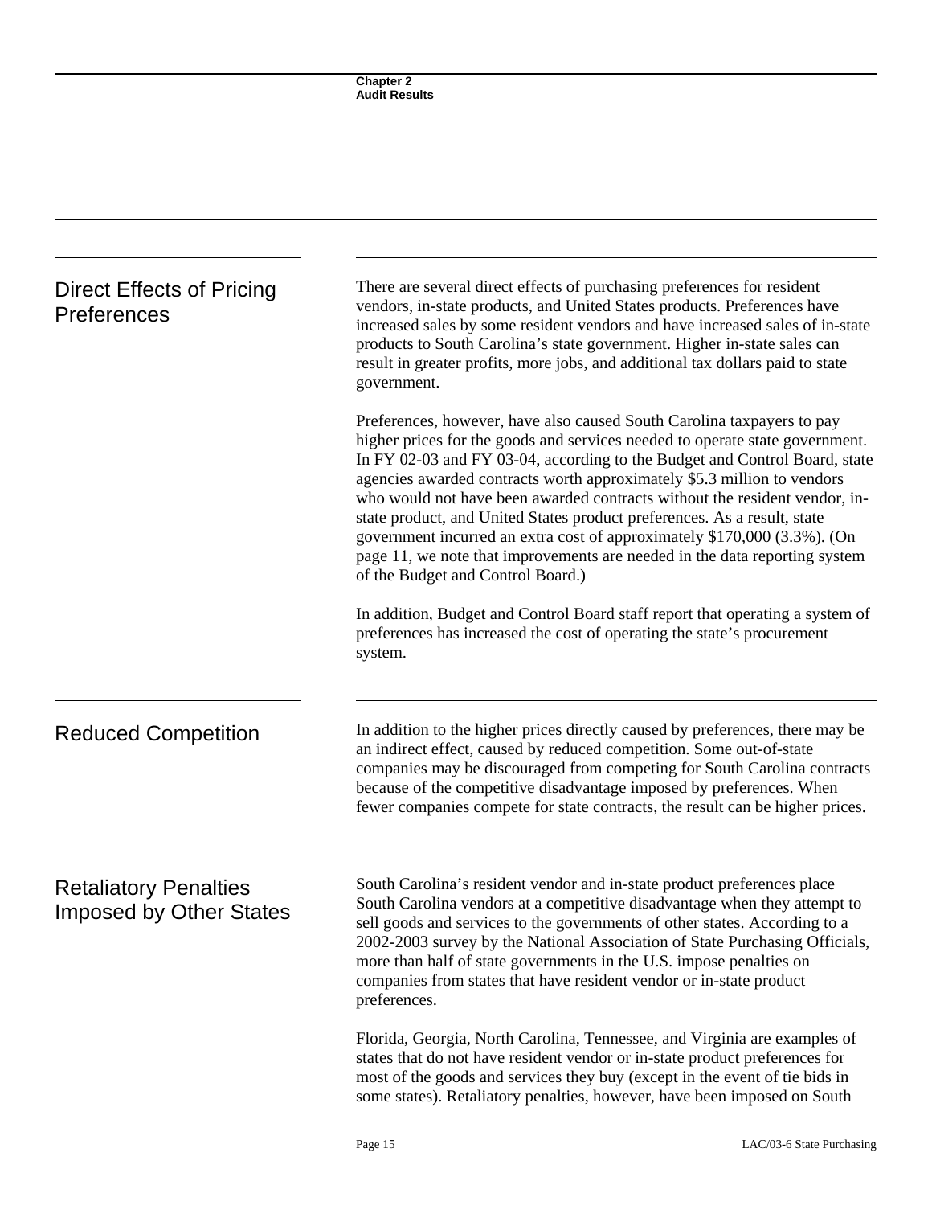## Direct Effects of Pricing Preferences

There are several direct effects of purchasing preferences for resident vendors, in-state products, and United States products. Preferences have increased sales by some resident vendors and have increased sales of in-state products to South Carolina's state government. Higher in-state sales can result in greater profits, more jobs, and additional tax dollars paid to state government.

Preferences, however, have also caused South Carolina taxpayers to pay higher prices for the goods and services needed to operate state government. In FY 02-03 and FY 03-04, according to the Budget and Control Board, state agencies awarded contracts worth approximately $5.3 million to vendors who would not have been awarded contracts without the resident vendor, in-state product, and United States product preferences. As a result, state government incurred an extra cost of approximately $170,000 (3.3%). (On page 11, we note that improvements are needed in the data reporting system of the Budget and Control Board.)

In addition, Budget and Control Board staff report that operating a system of preferences has increased the cost of operating the state's procurement system.

## Reduced Competition

In addition to the higher prices directly caused by preferences, there may be an indirect effect, caused by reduced competition. Some out-of-state companies may be discouraged from competing for South Carolina contracts because of the competitive disadvantage imposed by preferences. When fewer companies compete for state contracts, the result can be higher prices.

## Retaliatory Penalties Imposed by Other States

South Carolina's resident vendor and in-state product preferences place South Carolina vendors at a competitive disadvantage when they attempt to sell goods and services to the governments of other states. According to a 2002-2003 survey by the National Association of State Purchasing Officials, more than half of state governments in the U.S. impose penalties on companies from states that have resident vendor or in-state product preferences.

Florida, Georgia, North Carolina, Tennessee, and Virginia are examples of states that do not have resident vendor or in-state product preferences for most of the goods and services they buy (except in the event of tie bids in some states). Retaliatory penalties, however, have been imposed on South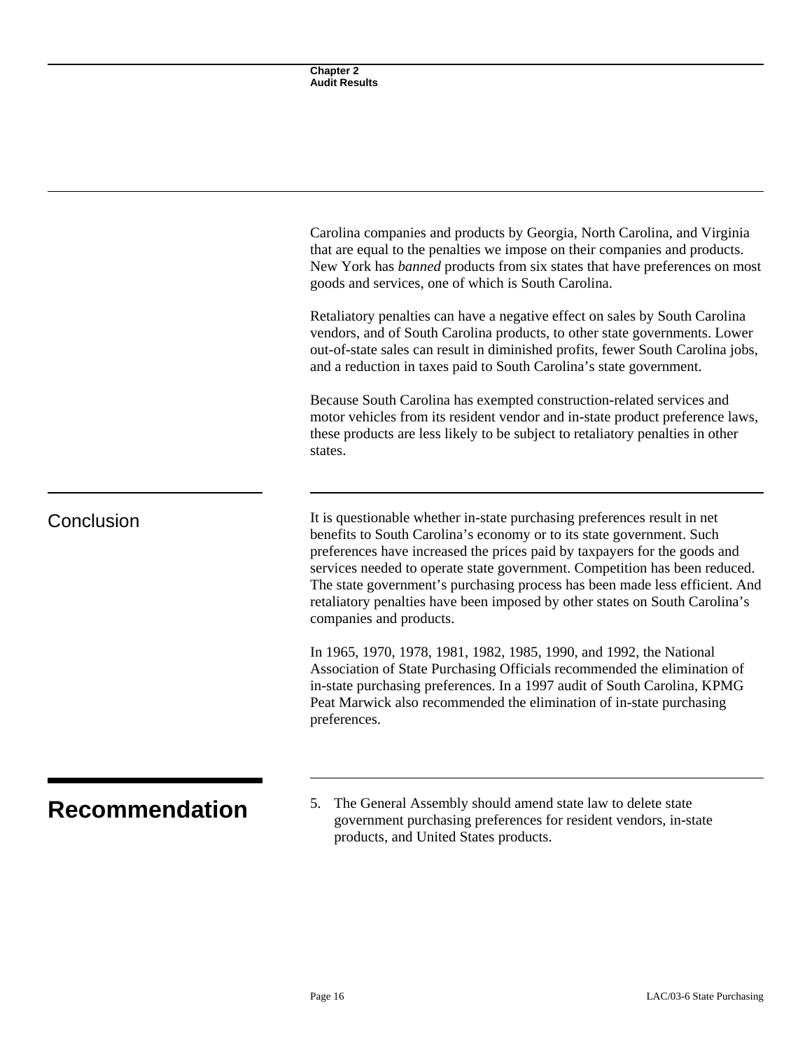Carolina companies and products by Georgia, North Carolina, and Virginia that are equal to the penalties we impose on their companies and products. New York has *banned* products from six states that have preferences on most goods and services, one of which is South Carolina.

Retaliatory penalties can have a negative effect on sales by South Carolina vendors, and of South Carolina products, to other state governments. Lower out-of-state sales can result in diminished profits, fewer South Carolina jobs, and a reduction in taxes paid to South Carolina's state government.

Because South Carolina has exempted construction-related services and motor vehicles from its resident vendor and in-state product preference laws, these products are less likely to be subject to retaliatory penalties in other states.

## Conclusion

It is questionable whether in-state purchasing preferences result in net benefits to South Carolina's economy or to its state government. Such preferences have increased the prices paid by taxpayers for the goods and services needed to operate state government. Competition has been reduced. The state government's purchasing process has been made less efficient. And retaliatory penalties have been imposed by other states on South Carolina's companies and products.

In 1965, 1970, 1978, 1981, 1982, 1985, 1990, and 1992, the National Association of State Purchasing Officials recommended the elimination of in-state purchasing preferences. In a 1997 audit of South Carolina, KPMG Peat Marwick also recommended the elimination of in-state purchasing preferences.

# Recommendation

5. The General Assembly should amend state law to delete state government purchasing preferences for resident vendors, in-state products, and United States products.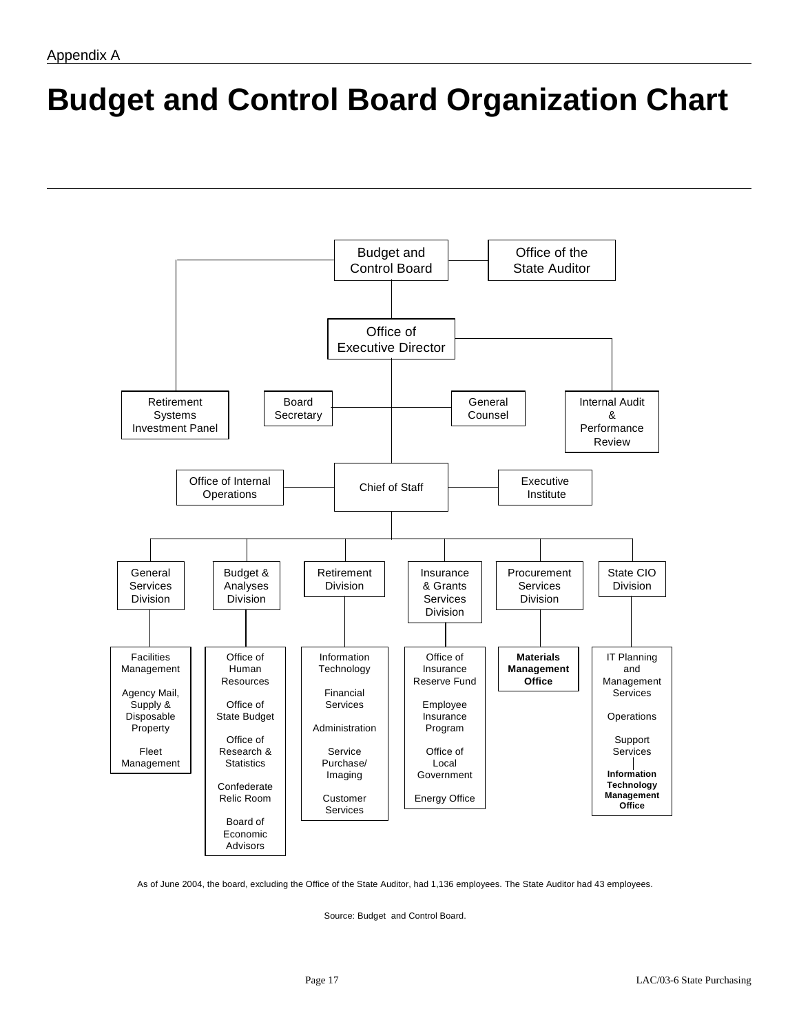Appendix A

# Budget and Control Board Organization Chart

- **Budget and Control Board**
  - Office of the State Auditor
  - Retirement Systems Investment Panel
  - **Office of Executive Director**
    - Internal Audit & Performance Review
    - Board Secretary
    - General Counsel
    - **Chief of Staff**
      - Office of Internal Operations
      - Executive Institute
      - **General Services Division**
        - Facilities Management
        - Agency Mail, Supply & Disposable Property
        - Fleet Management
      - **Budget & Analyses Division**
        - Office of Human Resources
        - Office of State Budget
        - Office of Research & Statistics
        - Confederate Relic Room
        - Board of Economic Advisors
      - **Retirement Division**
        - Information Technology
        - Financial Services
        - Administration
        - Service Purchase/ Imaging
        - Customer Services
      - **Insurance & Grants Services Division**
        - Office of Insurance Reserve Fund
        - Employee Insurance Program
        - Office of Local Government
        - Energy Office
      - **Procurement Services Division**
        - **Materials Management Office**
      - **State CIO Division**
        - IT Planning and Management Services
        - Operations
        - Support Services
          - **Information Technology Management Office**

As of June 2004, the board, excluding the Office of the State Auditor, had 1,136 employees. The State Auditor had 43 employees.

Source: Budget and Control Board.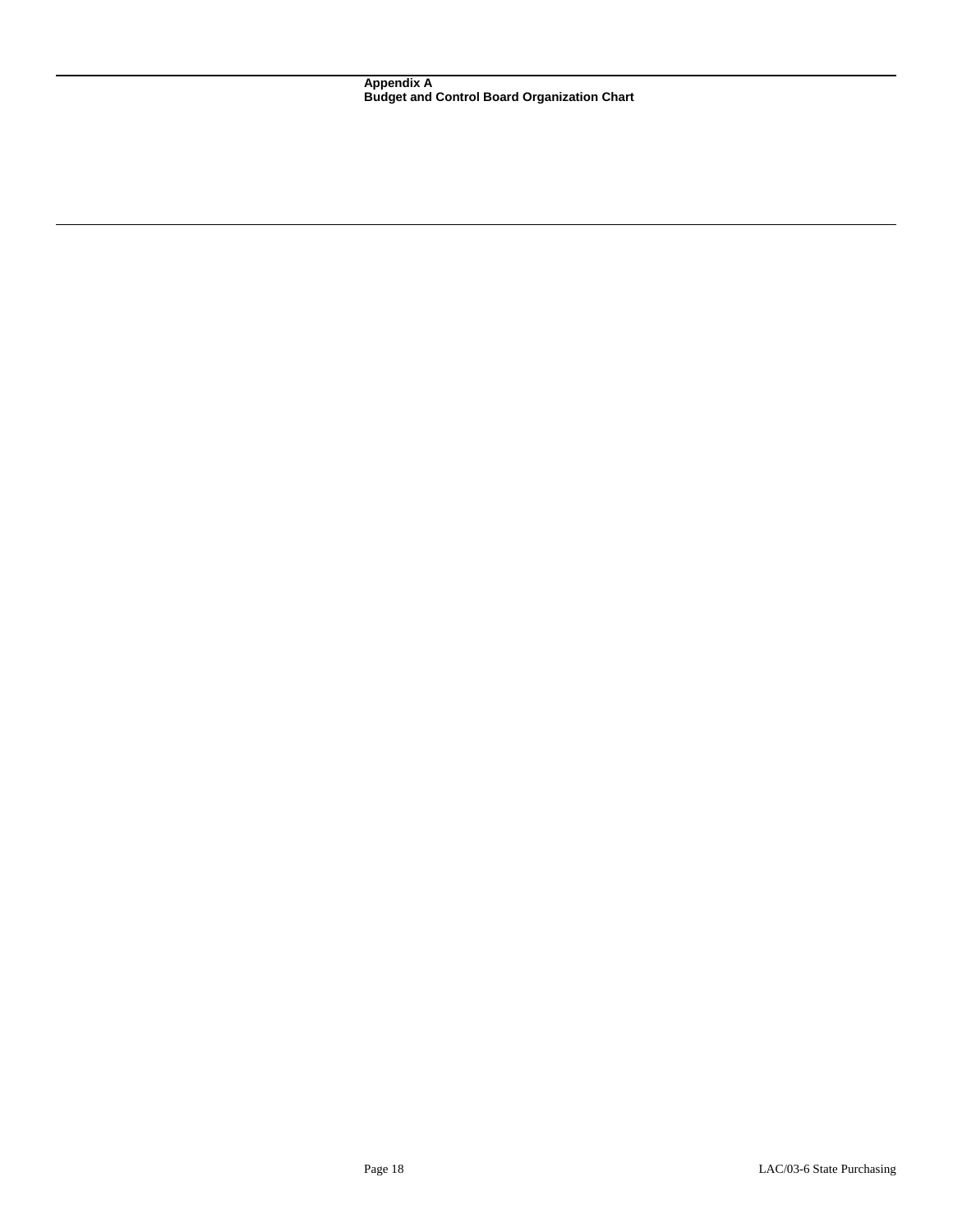## Appendix A
## Budget and Control Board Organization Chart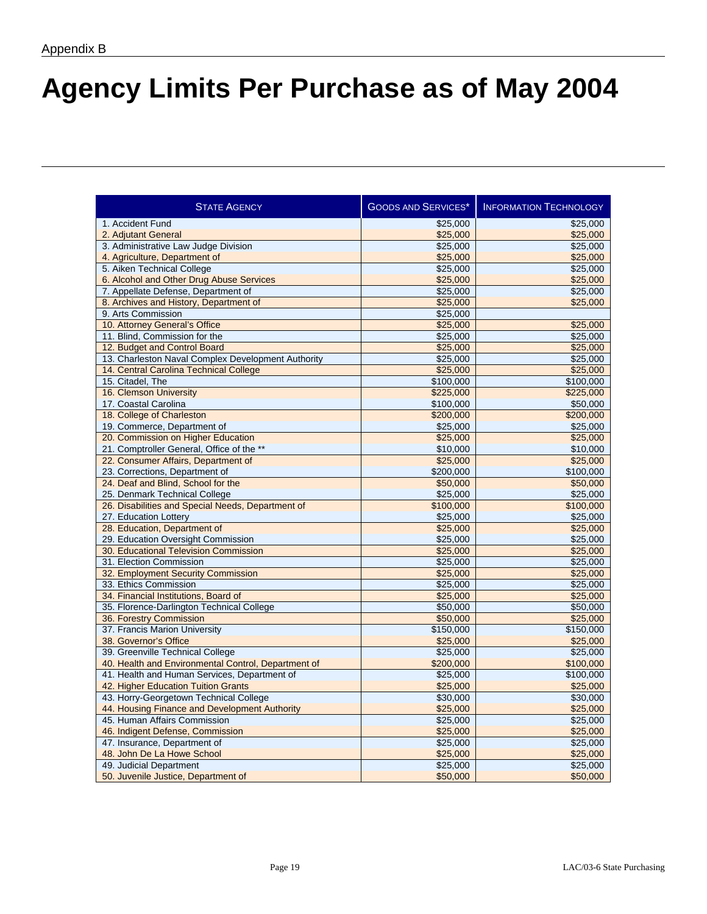Appendix B

# Agency Limits Per Purchase as of May 2004

| State Agency | Goods and Services* | Information Technology |
|---|---|---|
| 1. Accident Fund | $25,000 | $25,000 |
| 2. Adjutant General | $25,000 | $25,000 |
| 3. Administrative Law Judge Division | $25,000 | $25,000 |
| 4. Agriculture, Department of | $25,000 | $25,000 |
| 5. Aiken Technical College | $25,000 | $25,000 |
| 6. Alcohol and Other Drug Abuse Services | $25,000 | $25,000 |
| 7. Appellate Defense, Department of | $25,000 | $25,000 |
| 8. Archives and History, Department of | $25,000 | $25,000 |
| 9. Arts Commission | $25,000 | |
| 10. Attorney General's Office | $25,000 | $25,000 |
| 11. Blind, Commission for the | $25,000 | $25,000 |
| 12. Budget and Control Board | $25,000 | $25,000 |
| 13. Charleston Naval Complex Development Authority | $25,000 | $25,000 |
| 14. Central Carolina Technical College | $25,000 | $25,000 |
| 15. Citadel, The | $100,000 | $100,000 |
| 16. Clemson University | $225,000 | $225,000 |
| 17. Coastal Carolina | $100,000 | $50,000 |
| 18. College of Charleston | $200,000 | $200,000 |
| 19. Commerce, Department of | $25,000 | $25,000 |
| 20. Commission on Higher Education | $25,000 | $25,000 |
| 21. Comptroller General, Office of the ** | $10,000 | $10,000 |
| 22. Consumer Affairs, Department of | $25,000 | $25,000 |
| 23. Corrections, Department of | $200,000 | $100,000 |
| 24. Deaf and Blind, School for the | $50,000 | $50,000 |
| 25. Denmark Technical College | $25,000 | $25,000 |
| 26. Disabilities and Special Needs, Department of | $100,000 | $100,000 |
| 27. Education Lottery | $25,000 | $25,000 |
| 28. Education, Department of | $25,000 | $25,000 |
| 29. Education Oversight Commission | $25,000 | $25,000 |
| 30. Educational Television Commission | $25,000 | $25,000 |
| 31. Election Commission | $25,000 | $25,000 |
| 32. Employment Security Commission | $25,000 | $25,000 |
| 33. Ethics Commission | $25,000 | $25,000 |
| 34. Financial Institutions, Board of | $25,000 | $25,000 |
| 35. Florence-Darlington Technical College | $50,000 | $50,000 |
| 36. Forestry Commission | $50,000 | $25,000 |
| 37. Francis Marion University | $150,000 | $150,000 |
| 38. Governor's Office | $25,000 | $25,000 |
| 39. Greenville Technical College | $25,000 | $25,000 |
| 40. Health and Environmental Control, Department of | $200,000 | $100,000 |
| 41. Health and Human Services, Department of | $25,000 | $100,000 |
| 42. Higher Education Tuition Grants | $25,000 | $25,000 |
| 43. Horry-Georgetown Technical College | $30,000 | $30,000 |
| 44. Housing Finance and Development Authority | $25,000 | $25,000 |
| 45. Human Affairs Commission | $25,000 | $25,000 |
| 46. Indigent Defense, Commission | $25,000 | $25,000 |
| 47. Insurance, Department of | $25,000 | $25,000 |
| 48. John De La Howe School | $25,000 | $25,000 |
| 49. Judicial Department | $25,000 | $25,000 |
| 50. Juvenile Justice, Department of | $50,000 | $50,000 |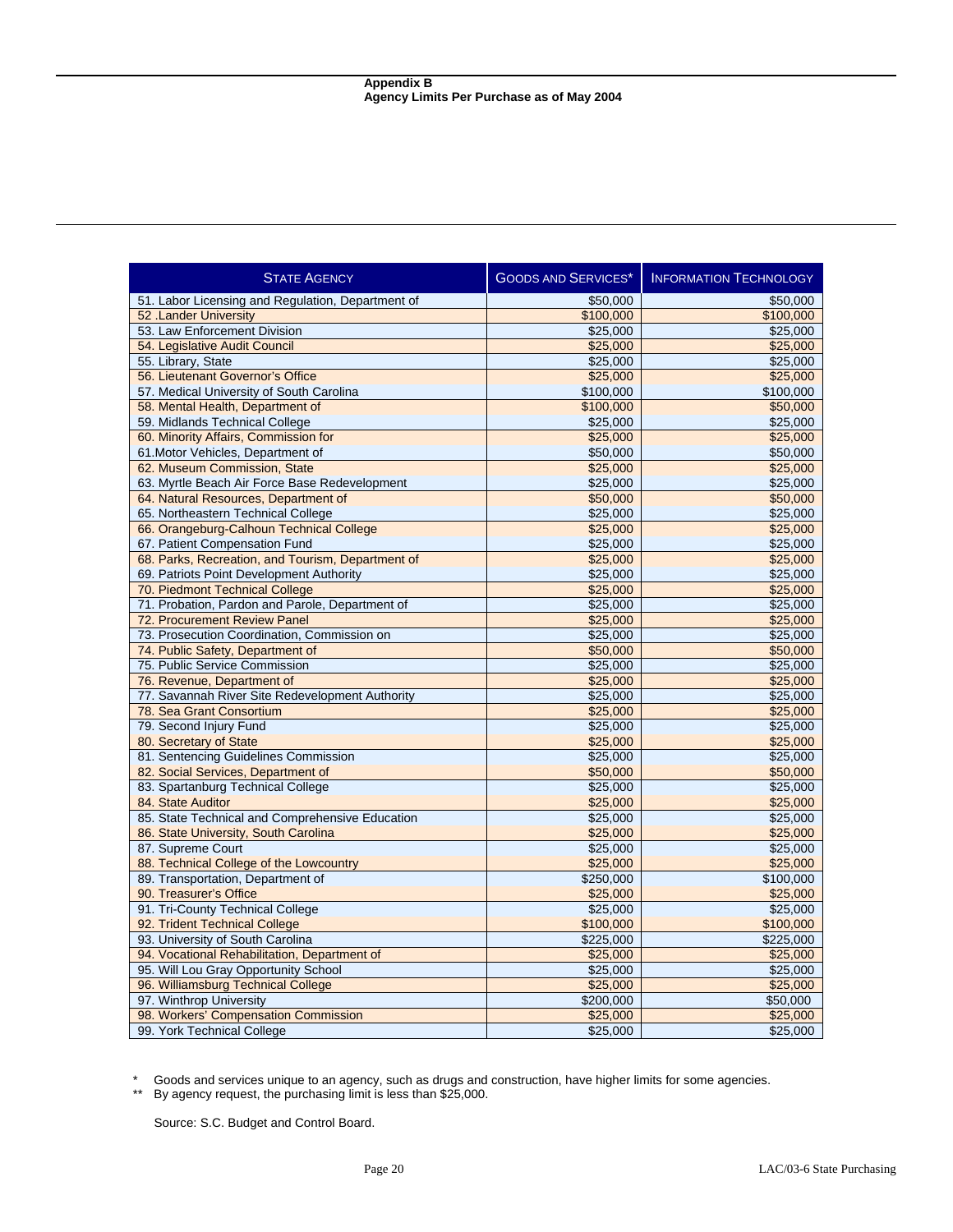**Appendix B**
**Agency Limits Per Purchase as of May 2004**

| State Agency | Goods and Services* | Information Technology |
|---|---|---|
| 51. Labor Licensing and Regulation, Department of | $50,000 | $50,000 |
| 52 .Lander University | $100,000 | $100,000 |
| 53. Law Enforcement Division | $25,000 | $25,000 |
| 54. Legislative Audit Council | $25,000 | $25,000 |
| 55. Library, State | $25,000 | $25,000 |
| 56. Lieutenant Governor's Office | $25,000 | $25,000 |
| 57. Medical University of South Carolina | $100,000 | $100,000 |
| 58. Mental Health, Department of | $100,000 | $50,000 |
| 59. Midlands Technical College | $25,000 | $25,000 |
| 60. Minority Affairs, Commission for | $25,000 | $25,000 |
| 61.Motor Vehicles, Department of | $50,000 | $50,000 |
| 62. Museum Commission, State | $25,000 | $25,000 |
| 63. Myrtle Beach Air Force Base Redevelopment | $25,000 | $25,000 |
| 64. Natural Resources, Department of | $50,000 | $50,000 |
| 65. Northeastern Technical College | $25,000 | $25,000 |
| 66. Orangeburg-Calhoun Technical College | $25,000 | $25,000 |
| 67. Patient Compensation Fund | $25,000 | $25,000 |
| 68. Parks, Recreation, and Tourism, Department of | $25,000 | $25,000 |
| 69. Patriots Point Development Authority | $25,000 | $25,000 |
| 70. Piedmont Technical College | $25,000 | $25,000 |
| 71. Probation, Pardon and Parole, Department of | $25,000 | $25,000 |
| 72. Procurement Review Panel | $25,000 | $25,000 |
| 73. Prosecution Coordination, Commission on | $25,000 | $25,000 |
| 74. Public Safety, Department of | $50,000 | $50,000 |
| 75. Public Service Commission | $25,000 | $25,000 |
| 76. Revenue, Department of | $25,000 | $25,000 |
| 77. Savannah River Site Redevelopment Authority | $25,000 | $25,000 |
| 78. Sea Grant Consortium | $25,000 | $25,000 |
| 79. Second Injury Fund | $25,000 | $25,000 |
| 80. Secretary of State | $25,000 | $25,000 |
| 81. Sentencing Guidelines Commission | $25,000 | $25,000 |
| 82. Social Services, Department of | $50,000 | $50,000 |
| 83. Spartanburg Technical College | $25,000 | $25,000 |
| 84. State Auditor | $25,000 | $25,000 |
| 85. State Technical and Comprehensive Education | $25,000 | $25,000 |
| 86. State University, South Carolina | $25,000 | $25,000 |
| 87. Supreme Court | $25,000 | $25,000 |
| 88. Technical College of the Lowcountry | $25,000 | $25,000 |
| 89. Transportation, Department of | $250,000 | $100,000 |
| 90. Treasurer's Office | $25,000 | $25,000 |
| 91. Tri-County Technical College | $25,000 | $25,000 |
| 92. Trident Technical College | $100,000 | $100,000 |
| 93. University of South Carolina | $225,000 | $225,000 |
| 94. Vocational Rehabilitation, Department of | $25,000 | $25,000 |
| 95. Will Lou Gray Opportunity School | $25,000 | $25,000 |
| 96. Williamsburg Technical College | $25,000 | $25,000 |
| 97. Winthrop University | $200,000 | $50,000 |
| 98. Workers' Compensation Commission | $25,000 | $25,000 |
| 99. York Technical College | $25,000 | $25,000 |

\* Goods and services unique to an agency, such as drugs and construction, have higher limits for some agencies.
\*\* By agency request, the purchasing limit is less than $25,000.

Source: S.C. Budget and Control Board.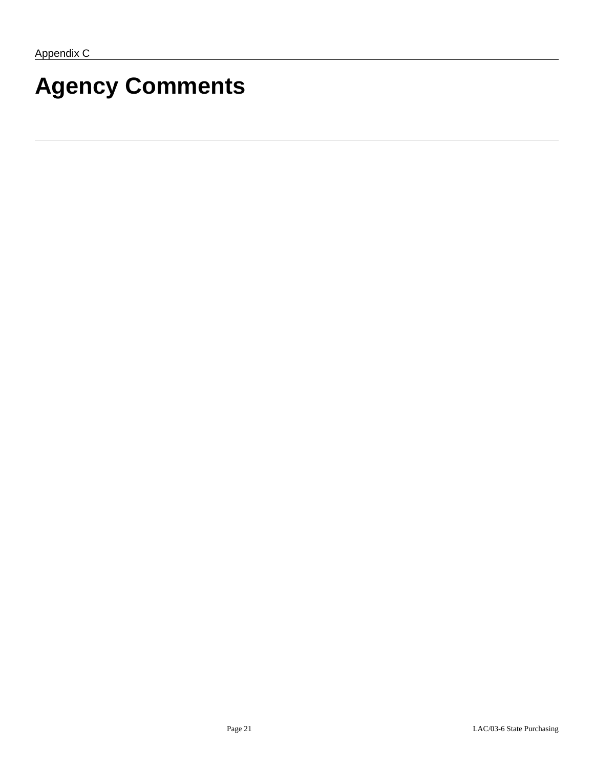Appendix C

# Agency Comments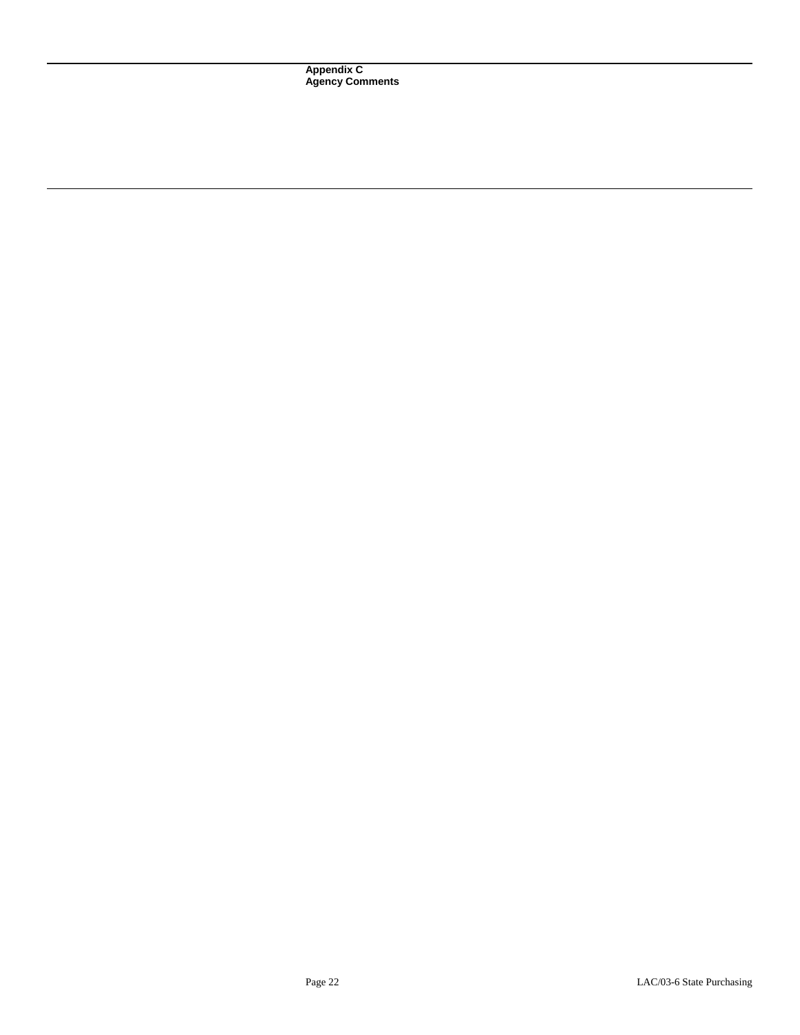**Appendix C**
**Agency Comments**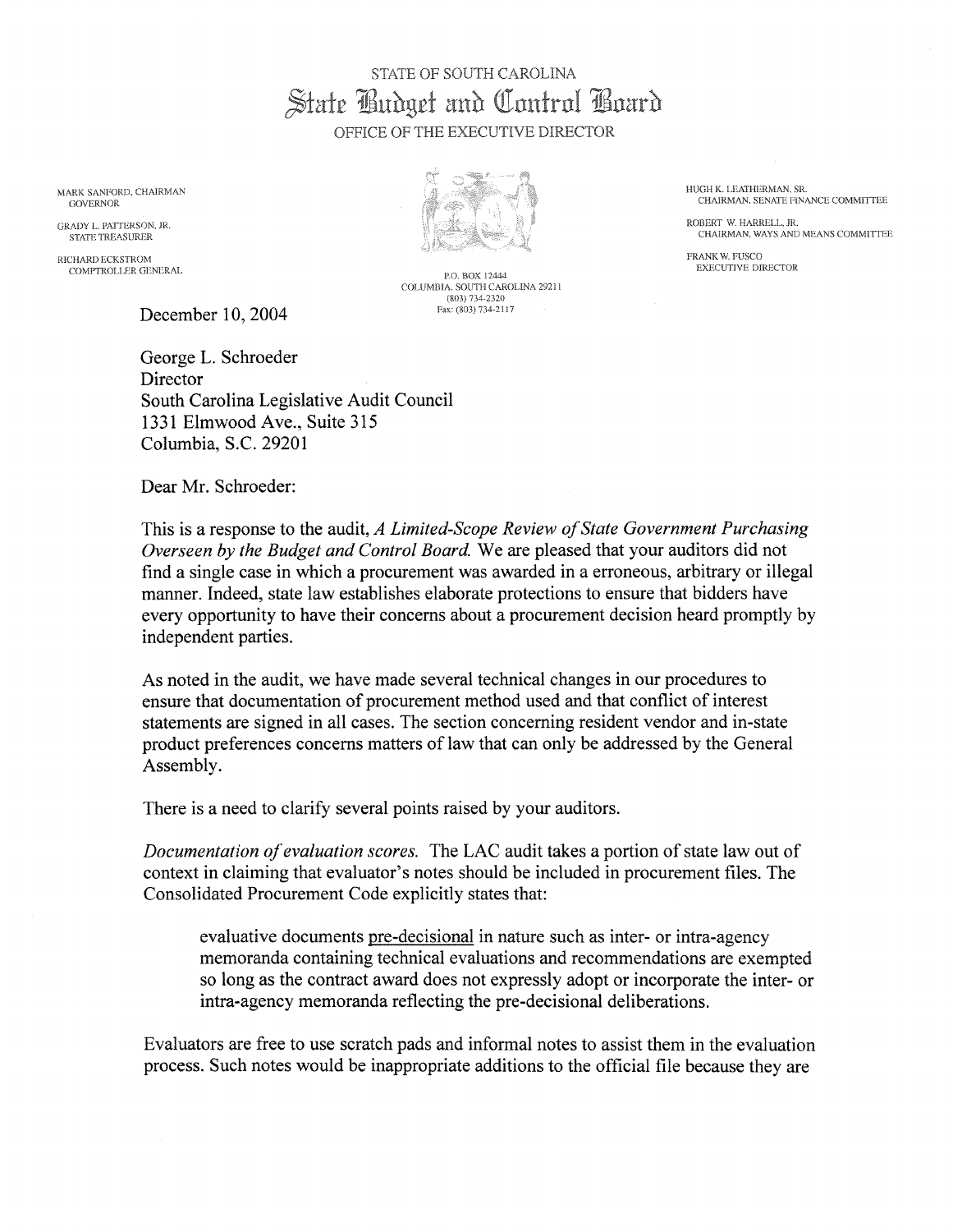STATE OF SOUTH CAROLINA

# State Budget and Control Board

OFFICE OF THE EXECUTIVE DIRECTOR

MARK SANFORD, CHAIRMAN
GOVERNOR

GRADY L. PATTERSON, JR.
STATE TREASURER

RICHARD ECKSTROM
COMPTROLLER GENERAL

P.O. BOX 12444
COLUMBIA, SOUTH CAROLINA 29211
(803) 734-2320
Fax: (803) 734-2117

HUGH K. LEATHERMAN, SR.
CHAIRMAN, SENATE FINANCE COMMITTEE

ROBERT W. HARRELL, JR.
CHAIRMAN, WAYS AND MEANS COMMITTEE

FRANK W. FUSCO
EXECUTIVE DIRECTOR

December 10, 2004

George L. Schroeder
Director
South Carolina Legislative Audit Council
1331 Elmwood Ave., Suite 315
Columbia, S.C. 29201

Dear Mr. Schroeder:

This is a response to the audit, *A Limited-Scope Review of State Government Purchasing Overseen by the Budget and Control Board.* We are pleased that your auditors did not find a single case in which a procurement was awarded in a erroneous, arbitrary or illegal manner. Indeed, state law establishes elaborate protections to ensure that bidders have every opportunity to have their concerns about a procurement decision heard promptly by independent parties.

As noted in the audit, we have made several technical changes in our procedures to ensure that documentation of procurement method used and that conflict of interest statements are signed in all cases. The section concerning resident vendor and in-state product preferences concerns matters of law that can only be addressed by the General Assembly.

There is a need to clarify several points raised by your auditors.

*Documentation of evaluation scores.* The LAC audit takes a portion of state law out of context in claiming that evaluator's notes should be included in procurement files. The Consolidated Procurement Code explicitly states that:

> evaluative documents pre-decisional in nature such as inter- or intra-agency memoranda containing technical evaluations and recommendations are exempted so long as the contract award does not expressly adopt or incorporate the inter- or intra-agency memoranda reflecting the pre-decisional deliberations.

Evaluators are free to use scratch pads and informal notes to assist them in the evaluation process. Such notes would be inappropriate additions to the official file because they are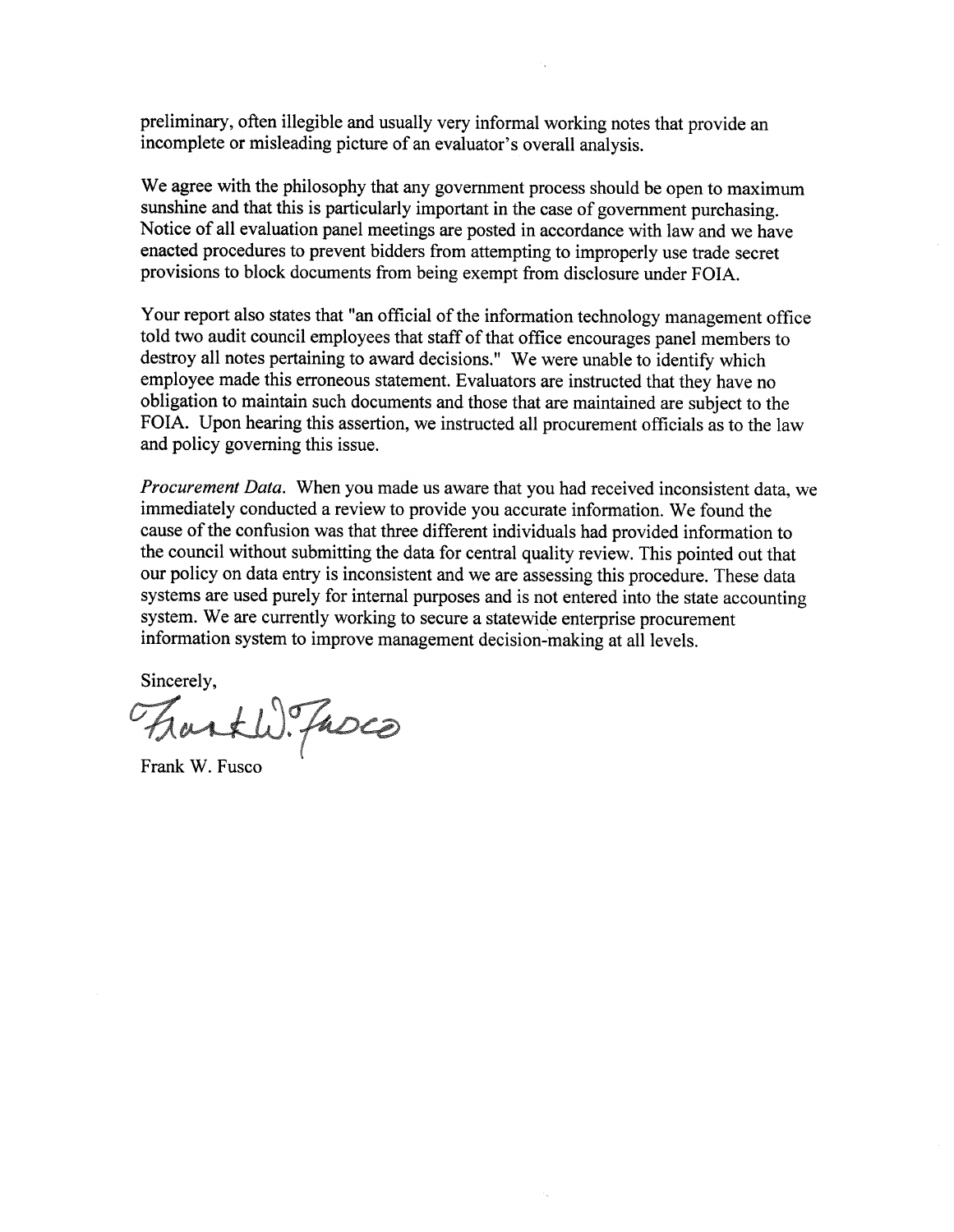preliminary, often illegible and usually very informal working notes that provide an incomplete or misleading picture of an evaluator's overall analysis.

We agree with the philosophy that any government process should be open to maximum sunshine and that this is particularly important in the case of government purchasing. Notice of all evaluation panel meetings are posted in accordance with law and we have enacted procedures to prevent bidders from attempting to improperly use trade secret provisions to block documents from being exempt from disclosure under FOIA.

Your report also states that "an official of the information technology management office told two audit council employees that staff of that office encourages panel members to destroy all notes pertaining to award decisions." We were unable to identify which employee made this erroneous statement. Evaluators are instructed that they have no obligation to maintain such documents and those that are maintained are subject to the FOIA. Upon hearing this assertion, we instructed all procurement officials as to the law and policy governing this issue.

*Procurement Data.* When you made us aware that you had received inconsistent data, we immediately conducted a review to provide you accurate information. We found the cause of the confusion was that three different individuals had provided information to the council without submitting the data for central quality review. This pointed out that our policy on data entry is inconsistent and we are assessing this procedure. These data systems are used purely for internal purposes and is not entered into the state accounting system. We are currently working to secure a statewide enterprise procurement information system to improve management decision-making at all levels.

Sincerely,

Frank W. Fusco